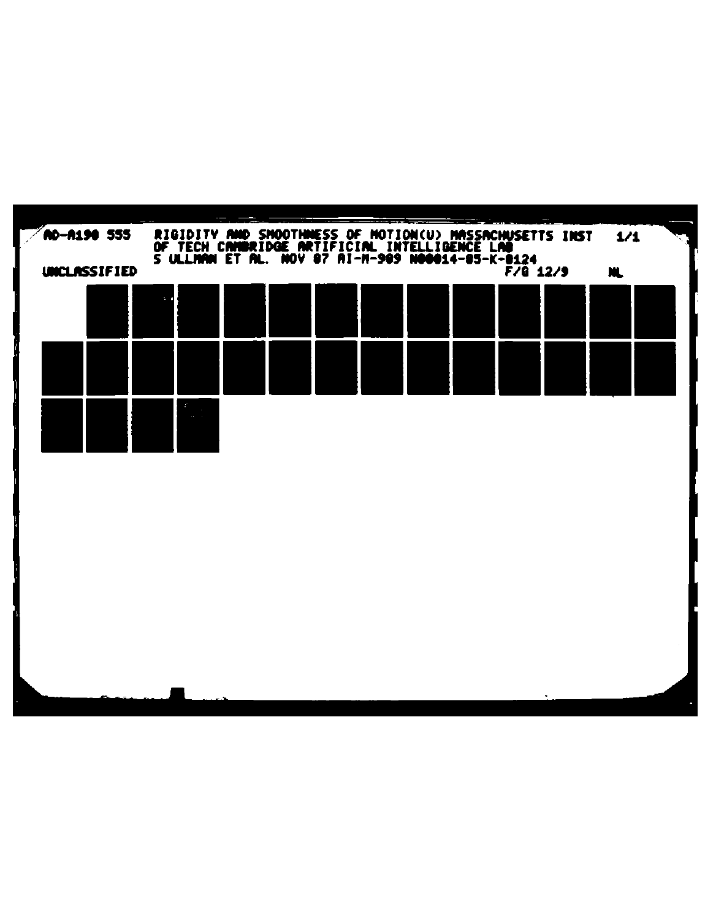AD-A190 555 RIGIDITY AND SMOOTHNESS OF MOTION(U) MASSACHUSETTS INST OF TECH CAMBRIDGE ARTIFICIAL INTELLIGENCE LAB S ULLMAN ET AL. NOV 87 AI-M-989 N00014-85-K-0124 1/1

UNCLASSIFIED F/G 12/9 NL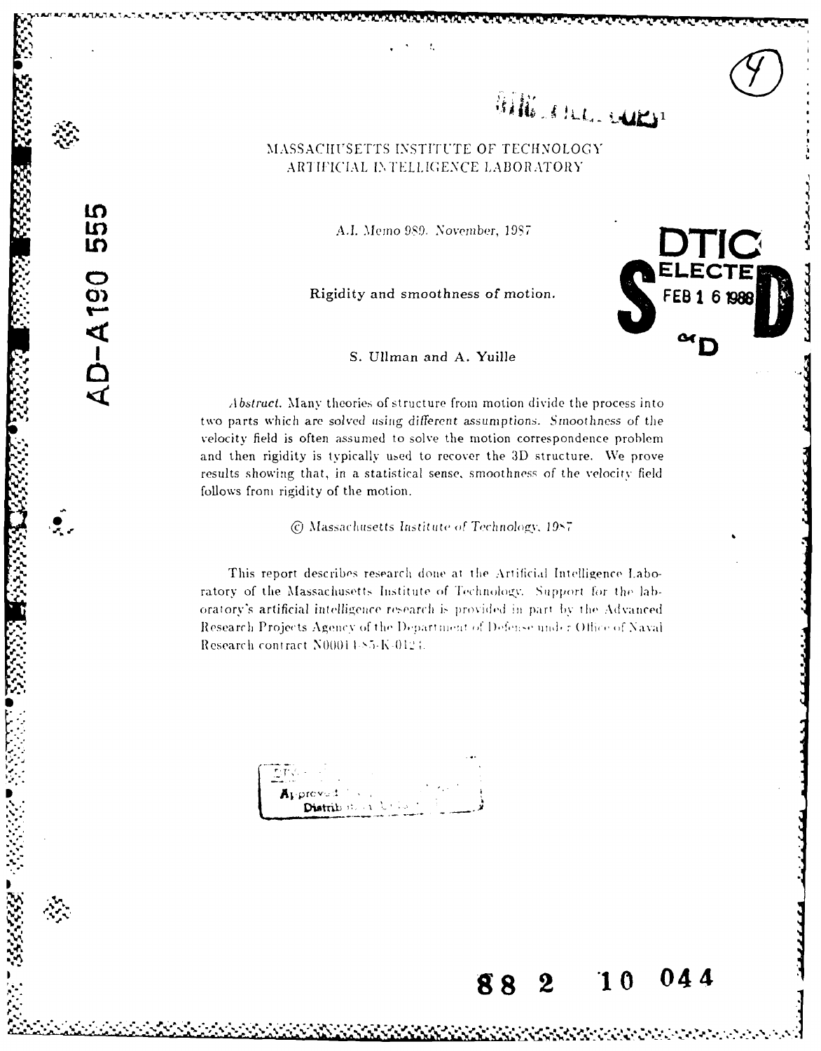MASSACHUSETTS INSTITUTE OF TECHNOLOGY
ARTIFICIAL INTELLIGENCE LABORATORY

A.I. Memo 989. November, 1987

# Rigidity and smoothness of motion.

S. Ullman and A. Yuille

*Abstract.* Many theories of structure from motion divide the process into two parts which are *solved using different assumptions*. *Smoothness* of the velocity field is often assumed to solve the motion correspondence problem and then rigidity is typically used to recover the 3D structure. We prove results showing that, in a statistical sense, smoothness of the velocity field follows from rigidity of the motion.

© *Massachusetts Institute of Technology, 1987*

This report describes research done at the Artificial Intelligence Laboratory of the Massachusetts Institute of Technology. Support for the laboratory's artificial intelligence research is provided in part by the Advanced Research Projects Agency of the Department of Defense under Office of Naval Research contract N00014-85-K-0124.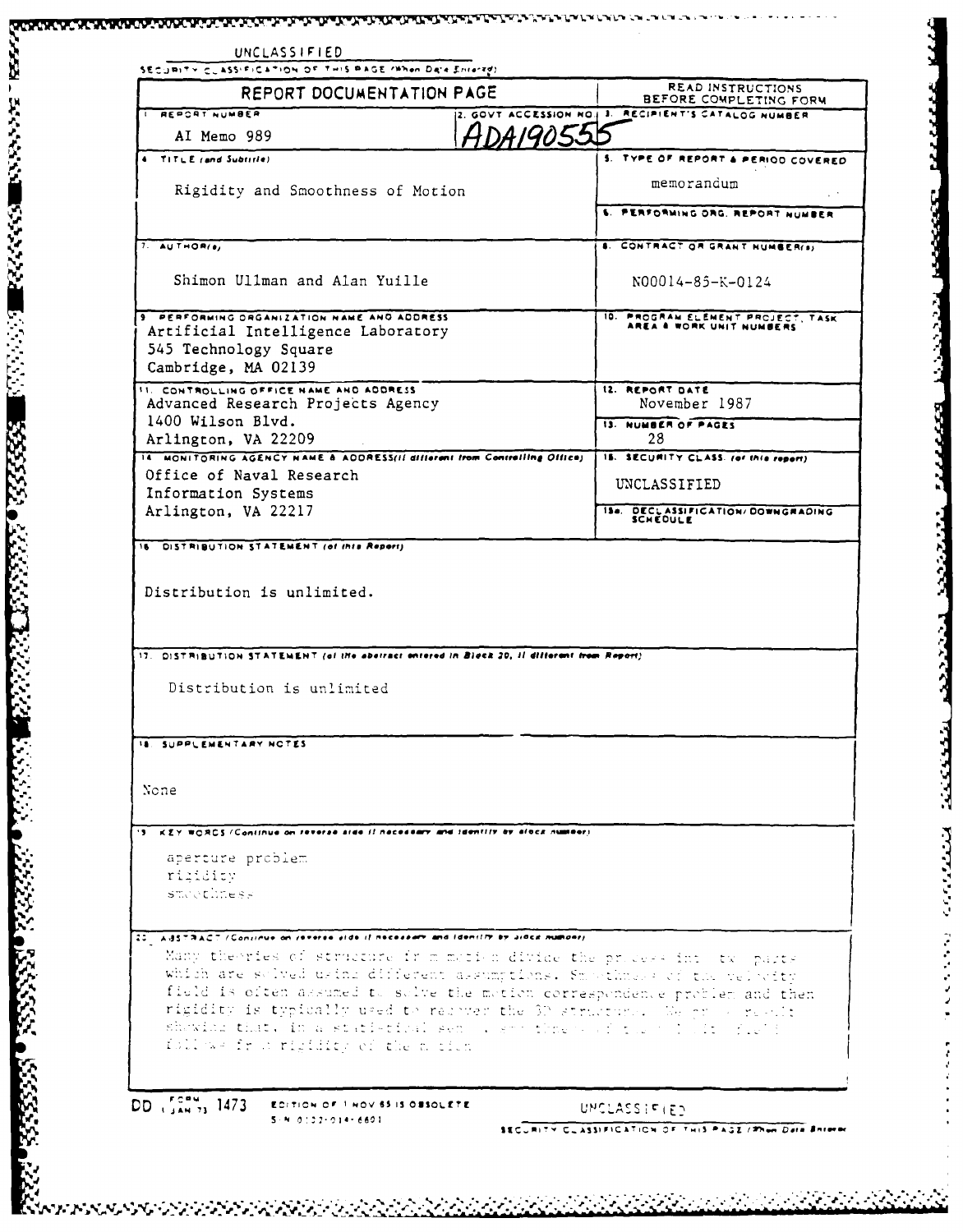UNCLASSIFIED

SECURITY CLASSIFICATION OF THIS PAGE (When Data Entered)

| REPORT DOCUMENTATION PAGE | | READ INSTRUCTIONS BEFORE COMPLETING FORM |
|---|---|---|
| 1. REPORT NUMBER<br>AI Memo 989 | 2. GOVT ACCESSION NO.<br>ADA190555 | 3. RECIPIENT'S CATALOG NUMBER |
| 4. TITLE (and Subtitle)<br>Rigidity and Smoothness of Motion | | 5. TYPE OF REPORT & PERIOD COVERED<br>memorandum |
| | | 6. PERFORMING ORG. REPORT NUMBER |
| 7. AUTHOR(s)<br>Shimon Ullman and Alan Yuille | | 8. CONTRACT OR GRANT NUMBER(s)<br>N00014-85-K-0124 |
| 9. PERFORMING ORGANIZATION NAME AND ADDRESS<br>Artificial Intelligence Laboratory<br>545 Technology Square<br>Cambridge, MA 02139 | | 10. PROGRAM ELEMENT, PROJECT, TASK AREA & WORK UNIT NUMBERS |
| 11. CONTROLLING OFFICE NAME AND ADDRESS<br>Advanced Research Projects Agency<br>1400 Wilson Blvd.<br>Arlington, VA 22209 | | 12. REPORT DATE<br>November 1987 |
| | | 13. NUMBER OF PAGES<br>28 |
| 14. MONITORING AGENCY NAME & ADDRESS(if different from Controlling Office)<br>Office of Naval Research<br>Information Systems<br>Arlington, VA 22217 | | 15. SECURITY CLASS. (of this report)<br>UNCLASSIFIED |
| | | 15a. DECLASSIFICATION/DOWNGRADING SCHEDULE |

16. DISTRIBUTION STATEMENT (of this Report)

Distribution is unlimited.

17. DISTRIBUTION STATEMENT (of the abstract entered in Block 20, if different from Report)

Distribution is unlimited

18. SUPPLEMENTARY NOTES

None

19. KEY WORDS (Continue on reverse side if necessary and identify by block number)

aperture problem
rigidity
smoothness

20. ABSTRACT (Continue on reverse side if necessary and identify by block number)

Many theories of structure from motion divide the process into two parts which are solved using different assumptions. Smoothness of the velocity field is often assumed to solve the motion correspondence problem and then rigidity is typically used to recover the 3D structure. We prove a result showing that, in a statistical sense, smoothness of the velocity field follows from rigidity of the motion.

DD FORM 1473 (1 JAN 73) EDITION OF 1 NOV 65 IS OBSOLETE
S/N 0102-014-6601

UNCLASSIFIED

SECURITY CLASSIFICATION OF THIS PAGE (When Data Entered)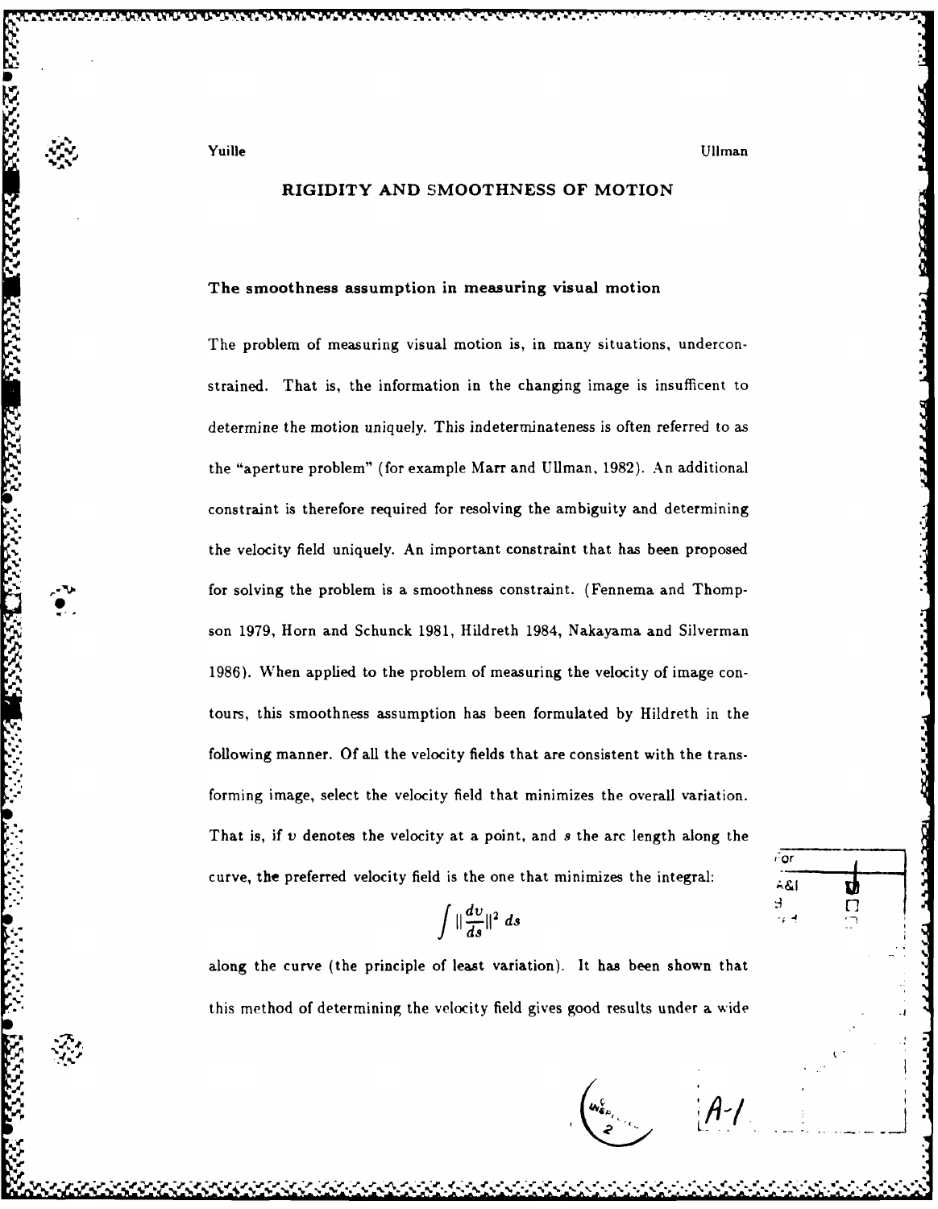## RIGIDITY AND SMOOTHNESS OF MOTION

### The smoothness assumption in measuring visual motion

The problem of measuring visual motion is, in many situations, underconstrained. That is, the information in the changing image is insuffıcent to determine the motion uniquely. This indeterminateness is often referred to as the "aperture problem" (for example Marr and Ullman, 1982). An additional constraint is therefore required for resolving the ambiguity and determining the velocity field uniquely. An important constraint that has been proposed for solving the problem is a smoothness constraint. (Fennema and Thompson 1979, Horn and Schunck 1981, Hildreth 1984, Nakayama and Silverman 1986). When applied to the problem of measuring the velocity of image contours, this smoothness assumption has been formulated by Hildreth in the following manner. Of all the velocity fields that are consistent with the transforming image, select the velocity field that minimizes the overall variation. That is, if $v$ denotes the velocity at a point, and $s$ the arc length along the curve, the preferred velocity field is the one that minimizes the integral:

$$\int \|\frac{dv}{ds}\|^2 \, ds$$

along the curve (the principle of least variation). It has been shown that this method of determining the velocity field gives good results under a wide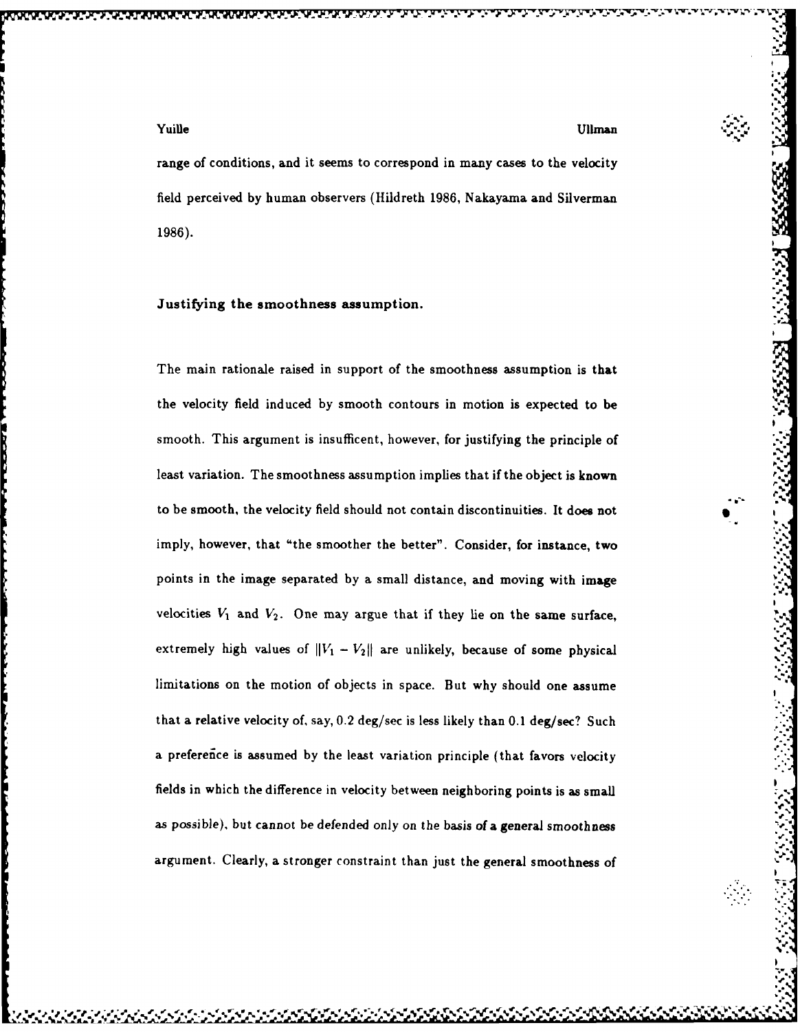range of conditions, and it seems to correspond in many cases to the velocity field perceived by human observers (Hildreth 1986, Nakayama and Silverman 1986).

### Justifying the smoothness assumption.

The main rationale raised in support of the smoothness assumption is that the velocity field induced by smooth contours in motion is expected to be smooth. This argument is insufficent, however, for justifying the principle of least variation. The smoothness assumption implies that if the object is known to be smooth, the velocity field should not contain discontinuities. It does not imply, however, that "the smoother the better". Consider, for instance, two points in the image separated by a small distance, and moving with image velocities $V_1$ and $V_2$. One may argue that if they lie on the same surface, extremely high values of $||V_1 - V_2||$ are unlikely, because of some physical limitations on the motion of objects in space. But why should one assume that a relative velocity of, say, 0.2 deg/sec is less likely than 0.1 deg/sec? Such a preference is assumed by the least variation principle (that favors velocity fields in which the difference in velocity between neighboring points is as small as possible), but cannot be defended only on the basis of a general smoothness argument. Clearly, a stronger constraint than just the general smoothness of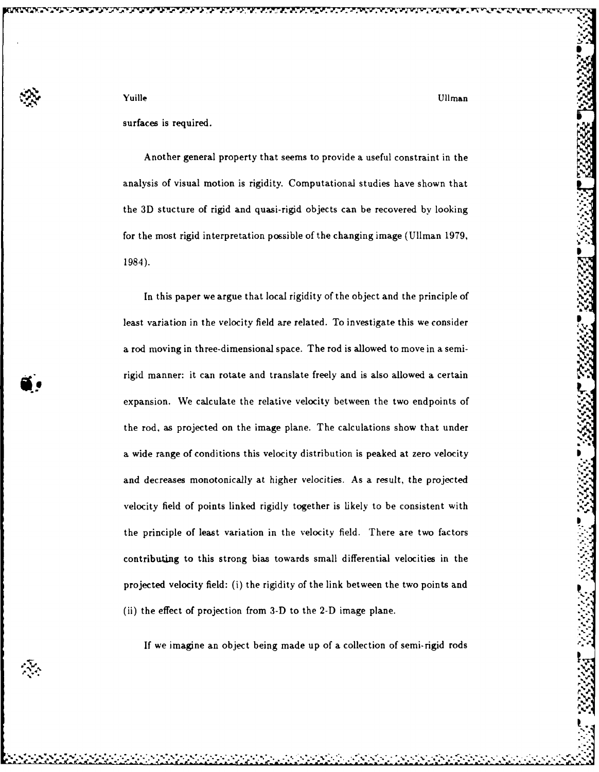surfaces is required.

Another general property that seems to provide a useful constraint in the analysis of visual motion is rigidity. Computational studies have shown that the 3D stucture of rigid and quasi-rigid objects can be recovered by looking for the most rigid interpretation possible of the changing image (Ullman 1979, 1984).

In this paper we argue that local rigidity of the object and the principle of least variation in the velocity field are related. To investigate this we consider a rod moving in three-dimensional space. The rod is allowed to move in a semi-rigid manner: it can rotate and translate freely and is also allowed a certain expansion. We calculate the relative velocity between the two endpoints of the rod, as projected on the image plane. The calculations show that under a wide range of conditions this velocity distribution is peaked at zero velocity and decreases monotonically at higher velocities. As a result, the projected velocity field of points linked rigidly together is likely to be consistent with the principle of least variation in the velocity field. There are two factors contributing to this strong bias towards small differential velocities in the projected velocity field: (i) the rigidity of the link between the two points and (ii) the effect of projection from 3-D to the 2-D image plane.

If we imagine an object being made up of a collection of semi-rigid rods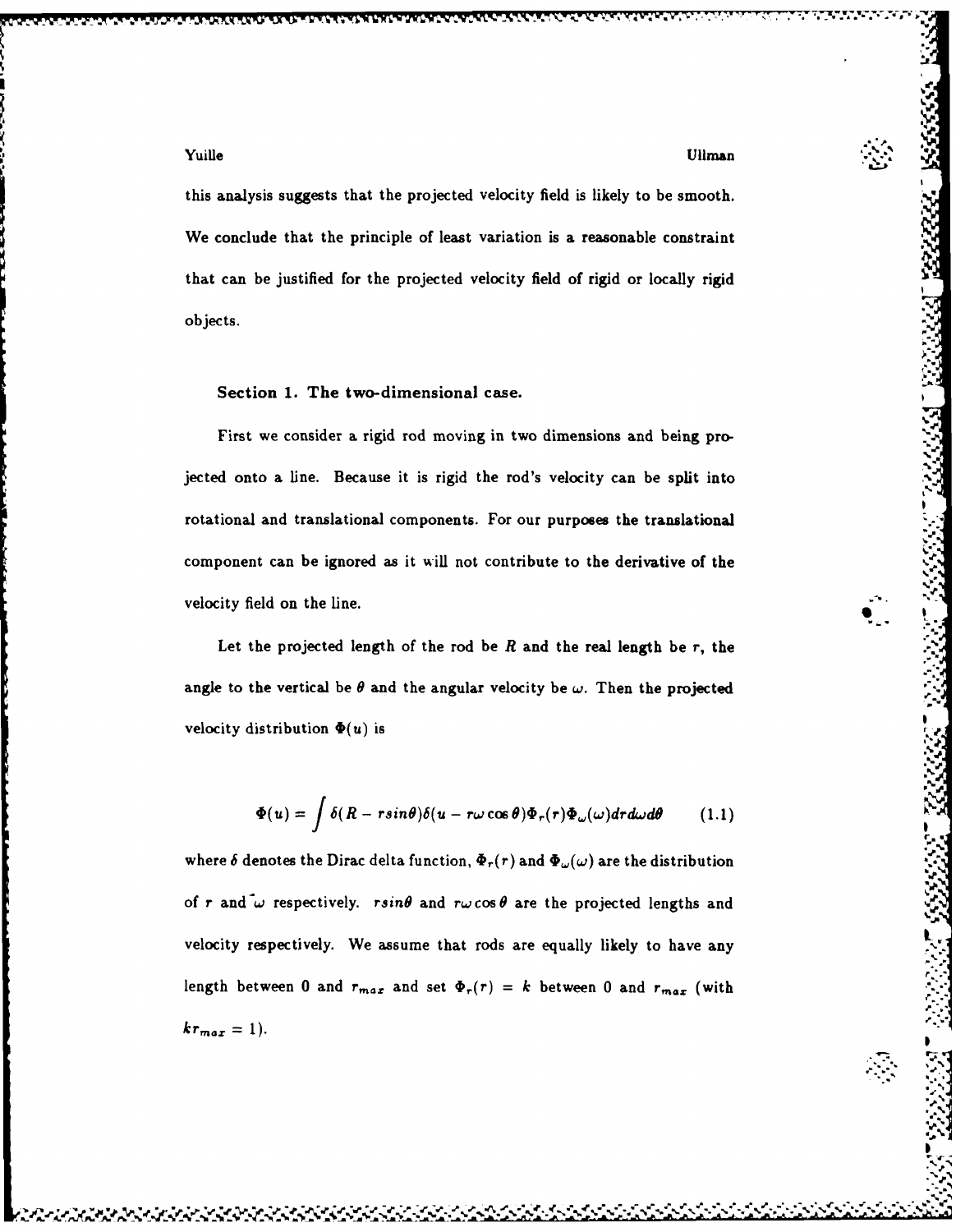this analysis suggests that the projected velocity field is likely to be smooth. We conclude that the principle of least variation is a reasonable constraint that can be justified for the projected velocity field of rigid or locally rigid objects.

### Section 1. The two-dimensional case.

First we consider a rigid rod moving in two dimensions and being projected onto a line. Because it is rigid the rod's velocity can be split into rotational and translational components. For our purposes the translational component can be ignored as it will not contribute to the derivative of the velocity field on the line.

Let the projected length of the rod be $R$ and the real length be $r$, the angle to the vertical be $\theta$ and the angular velocity be $\omega$. Then the projected velocity distribution $\Phi(u)$ is

$$\Phi(u) = \int \delta(R - r sin\theta)\delta(u - r\omega\cos\theta)\Phi_r(r)\Phi_\omega(\omega)drd\omega d\theta \qquad (1.1)$$

where $\delta$ denotes the Dirac delta function, $\Phi_r(r)$ and $\Phi_\omega(\omega)$ are the distribution of $r$ and $\omega$ respectively. $r sin\theta$ and $r\omega\cos\theta$ are the projected lengths and velocity respectively. We assume that rods are equally likely to have any length between 0 and $r_{max}$ and set $\Phi_r(r) = k$ between 0 and $r_{max}$ (with $kr_{max} = 1$).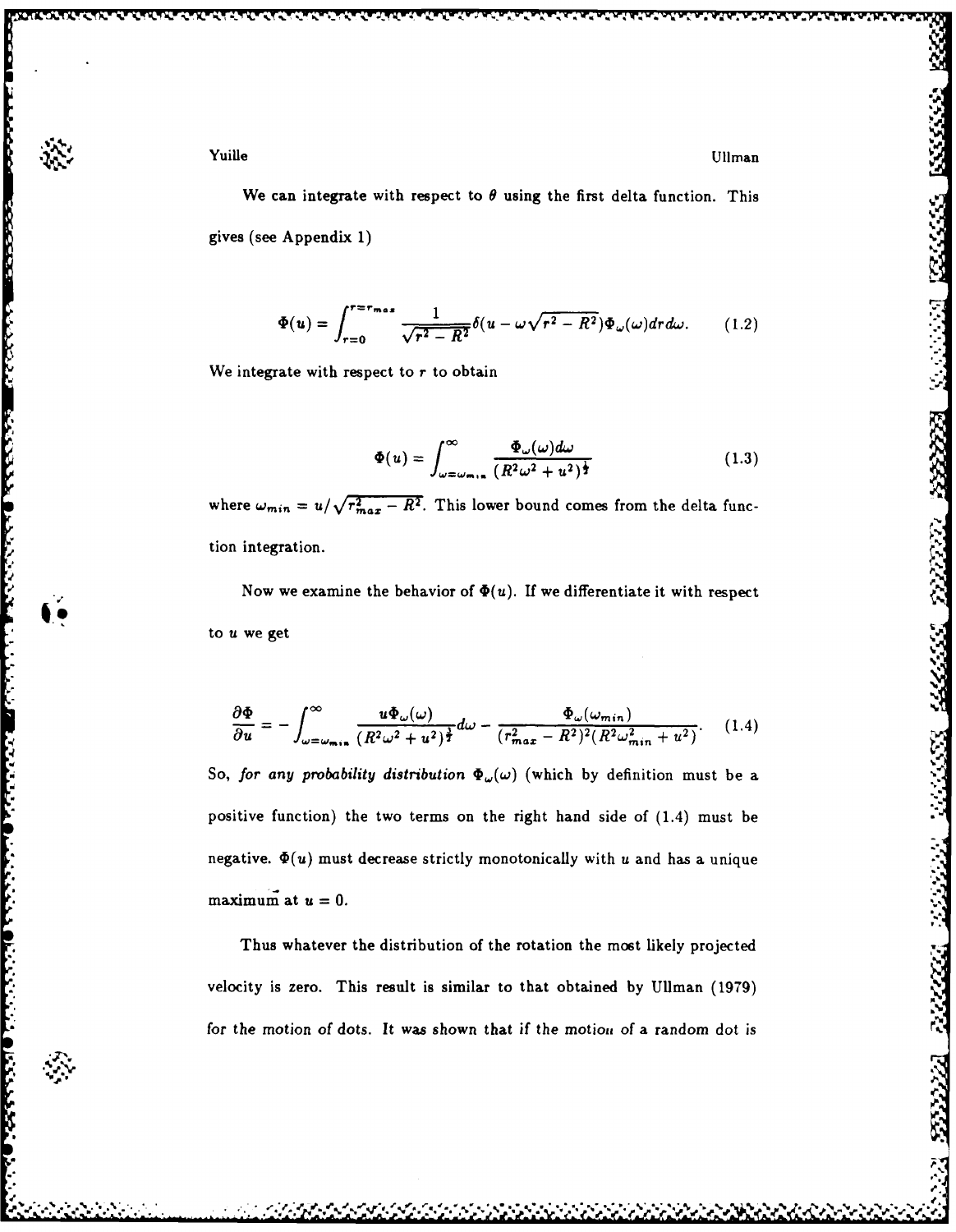We can integrate with respect to $\theta$ using the first delta function. This gives (see Appendix 1)

$$\Phi(u) = \int_{r=0}^{r=r_{max}} \frac{1}{\sqrt{r^2 - R^2}} \delta(u - \omega\sqrt{r^2 - R^2}) \Phi_\omega(\omega) dr d\omega. \tag{1.2}$$

We integrate with respect to $r$ to obtain

$$\Phi(u) = \int_{\omega=\omega_{min}}^{\infty} \frac{\Phi_\omega(\omega) d\omega}{(R^2\omega^2 + u^2)^{\frac{1}{2}}} \tag{1.3}$$

where $\omega_{min} = u/\sqrt{r_{max}^2 - R^2}$. This lower bound comes from the delta function integration.

Now we examine the behavior of $\Phi(u)$. If we differentiate it with respect to $u$ we get

$$\frac{\partial \Phi}{\partial u} = -\int_{\omega=\omega_{min}}^{\infty} \frac{u\Phi_\omega(\omega)}{(R^2\omega^2 + u^2)^{\frac{3}{2}}} d\omega - \frac{\Phi_\omega(\omega_{min})}{(r_{max}^2 - R^2)^2 (R^2\omega_{min}^2 + u^2)}. \tag{1.4}$$

So, *for any probability distribution* $\Phi_\omega(\omega)$ (which by definition must be a positive function) the two terms on the right hand side of (1.4) must be negative. $\Phi(u)$ must decrease strictly monotonically with $u$ and has a unique maximum at $u = 0$.

Thus whatever the distribution of the rotation the most likely projected velocity is zero. This result is similar to that obtained by Ullman (1979) for the motion of dots. It was shown that if the motion of a random dot is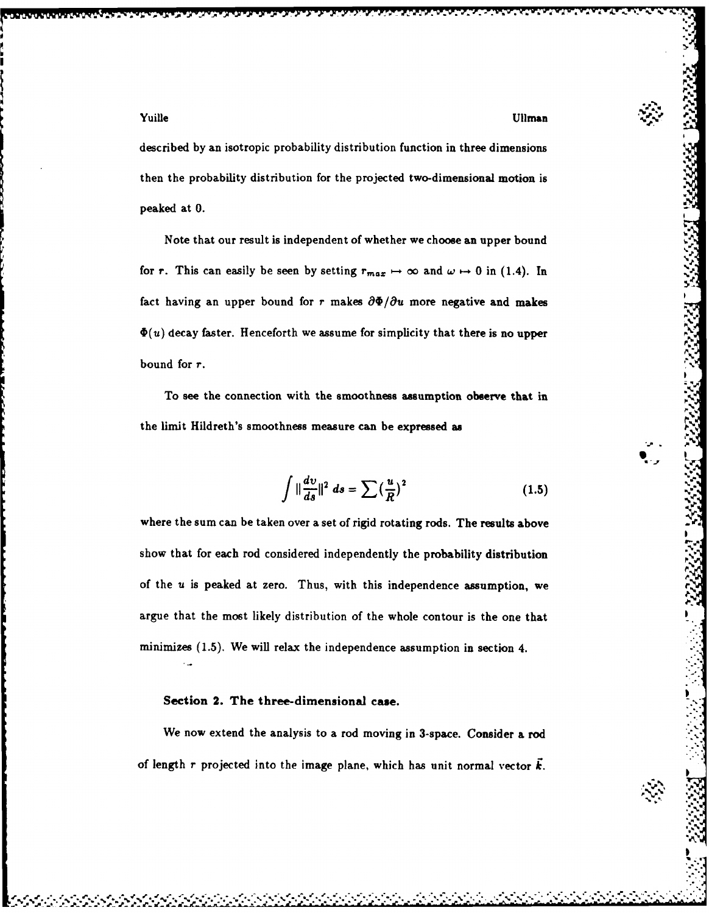described by an isotropic probability distribution function in three dimensions then the probability distribution for the projected two-dimensional motion is peaked at 0.

Note that our result is independent of whether we choose an upper bound for $r$. This can easily be seen by setting $r_{max} \mapsto \infty$ and $\omega \mapsto 0$ in (1.4). In fact having an upper bound for $r$ makes $\partial\Phi/\partial u$ more negative and makes $\Phi(u)$ decay faster. Henceforth we assume for simplicity that there is no upper bound for $r$.

To see the connection with the smoothness assumption observe that in the limit Hildreth's smoothness measure can be expressed as

$$\int \|\frac{dv}{ds}\|^2 \, ds = \sum (\frac{u}{R})^2 \tag{1.5}$$

where the sum can be taken over a set of rigid rotating rods. The results above show that for each rod considered independently the probability distribution of the $u$ is peaked at zero. Thus, with this independence assumption, we argue that the most likely distribution of the whole contour is the one that minimizes (1.5). We will relax the independence assumption in section 4.

### Section 2. The three-dimensional case.

We now extend the analysis to a rod moving in 3-space. Consider a rod of length $r$ projected into the image plane, which has unit normal vector $\vec{k}$.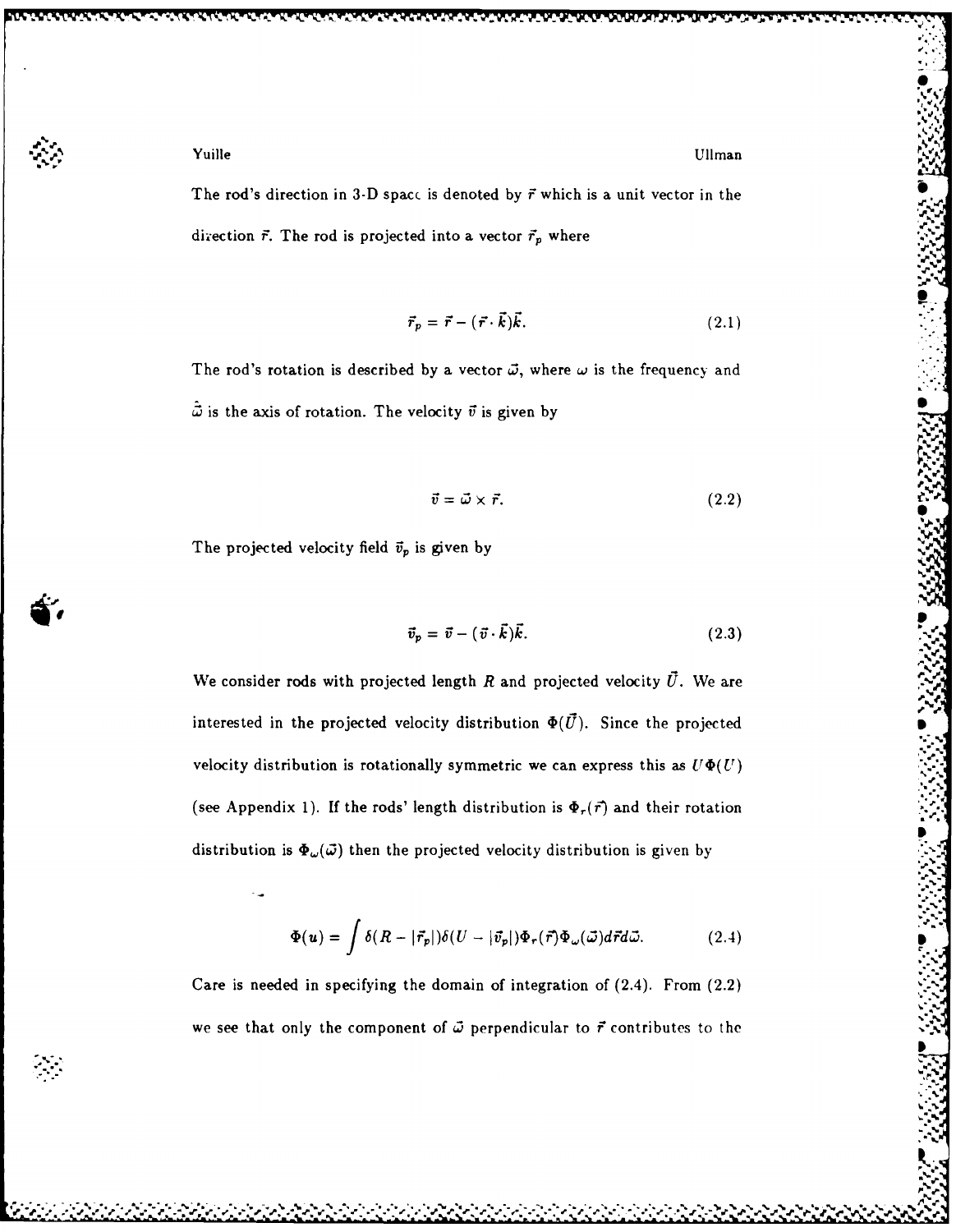The rod's direction in 3-D space is denoted by $\vec{r}$ which is a unit vector in the direction $\vec{r}$. The rod is projected into a vector $\vec{r}_p$ where

$$\vec{r}_p = \vec{r} - (\vec{r} \cdot \vec{k})\vec{k}. \tag{2.1}$$

The rod's rotation is described by a vector $\vec{\omega}$, where $\omega$ is the frequency and $\hat{\omega}$ is the axis of rotation. The velocity $\vec{v}$ is given by

$$\vec{v} = \vec{\omega} \times \vec{r}. \tag{2.2}$$

The projected velocity field $\vec{v}_p$ is given by

$$\vec{v}_p = \vec{v} - (\vec{v} \cdot \vec{k})\vec{k}. \tag{2.3}$$

We consider rods with projected length $R$ and projected velocity $\vec{U}$. We are interested in the projected velocity distribution $\Phi(\vec{U})$. Since the projected velocity distribution is rotationally symmetric we can express this as $U\Phi(U)$ (see Appendix 1). If the rods' length distribution is $\Phi_r(\vec{r})$ and their rotation distribution is $\Phi_\omega(\vec{\omega})$ then the projected velocity distribution is given by

$$\Phi(u) = \int \delta(R - |\vec{r}_p|)\delta(U - |\vec{v}_p|)\Phi_r(\vec{r})\Phi_\omega(\vec{\omega})d\vec{r}d\vec{\omega}. \tag{2.4}$$

Care is needed in specifying the domain of integration of (2.4). From (2.2) we see that only the component of $\vec{\omega}$ perpendicular to $\vec{r}$ contributes to the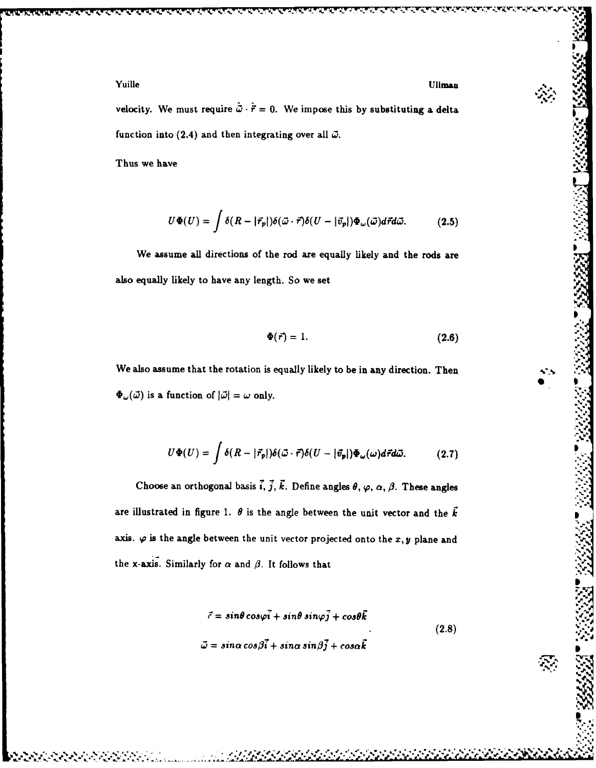velocity. We must require $\tilde{\omega} \cdot \tilde{r} = 0$. We impose this by substituting a delta function into (2.4) and then integrating over all $\vec{\omega}$.

Thus we have

$$U\Phi(U) = \int \delta(R - |\vec{r}_p|)\delta(\vec{\omega} \cdot \vec{r})\delta(U - |\vec{v}_p|)\Phi_\omega(\vec{\omega})d\vec{r}d\vec{\omega}. \tag{2.5}$$

We assume all directions of the rod are equally likely and the rods are also equally likely to have any length. So we set

$$\Phi(\vec{r}) = 1. \tag{2.6}$$

We also assume that the rotation is equally likely to be in any direction. Then $\Phi_\omega(\vec{\omega})$ is a function of $|\vec{\omega}| = \omega$ only.

$$U\Phi(U) = \int \delta(R - |\vec{r}_p|)\delta(\vec{\omega} \cdot \vec{r})\delta(U - |\vec{v}_p|)\Phi_\omega(\omega)d\vec{r}d\vec{\omega}. \tag{2.7}$$

Choose an orthogonal basis $\vec{i}$, $\vec{j}$, $\vec{k}$. Define angles $\theta$, $\varphi$, $\alpha$, $\beta$. These angles are illustrated in figure 1. $\theta$ is the angle between the unit vector and the $\vec{k}$ axis. $\varphi$ is the angle between the unit vector projected onto the $x, y$ plane and the x-axis. Similarly for $\alpha$ and $\beta$. It follows that

$$\begin{aligned} \vec{r} &= \sin\theta \cos\varphi \vec{i} + \sin\theta \sin\varphi \vec{j} + \cos\theta \vec{k} \\ \vec{\omega} &= \sin\alpha \cos\beta \vec{i} + \sin\alpha \sin\beta \vec{j} + \cos\alpha \vec{k} \end{aligned} \tag{2.8}$$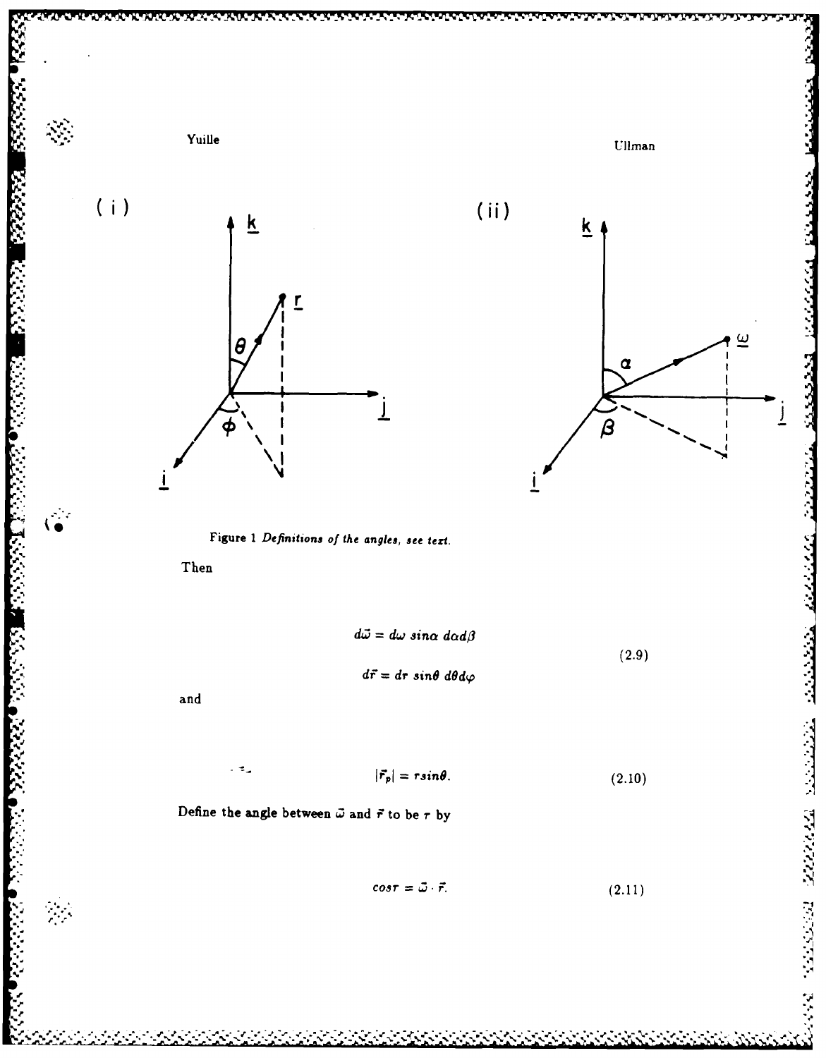Figure 1 *Definitions of the angles, see text.*

Then

$$d\vec{\omega} = d\omega \; sin\alpha \; d\alpha d\beta$$

$$d\vec{r} = dr \; sin\theta \; d\theta d\varphi \tag{2.9}$$

and

$$|\vec{r}_p| = r sin\theta. \tag{2.10}$$

Define the angle between $\vec{\omega}$ and $\vec{r}$ to be $\tau$ by

$$cos\tau = \vec{\omega} \cdot \vec{r}. \tag{2.11}$$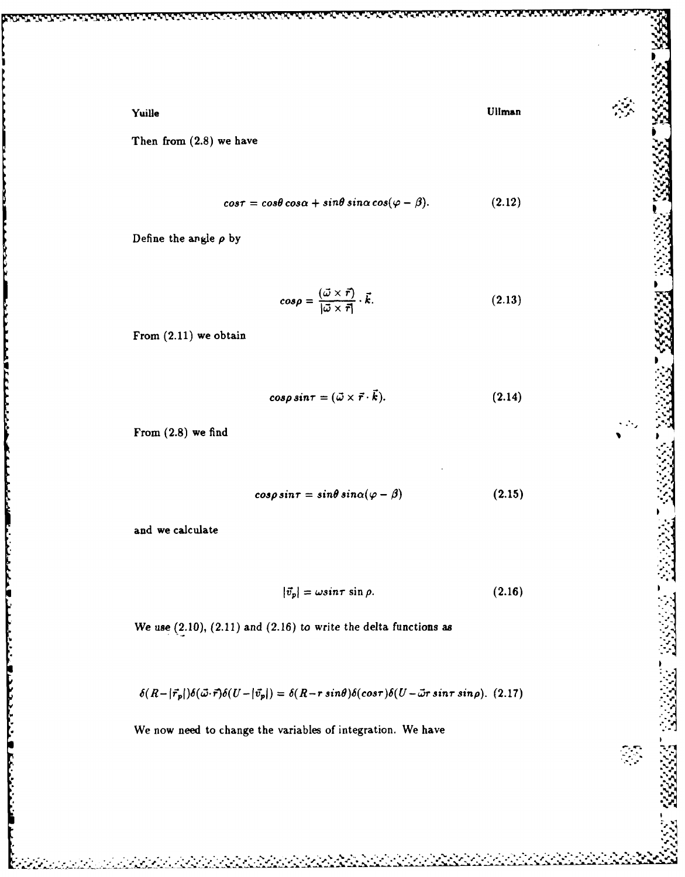Then from (2.8) we have

$$cos\tau = cos\theta\, cos\alpha + sin\theta\, sin\alpha\, cos(\varphi - \beta). \tag{2.12}$$

Define the angle $\rho$ by

$$cos\rho = \frac{(\vec{\omega} \times \vec{r})}{|\vec{\omega} \times \vec{r}|} \cdot \vec{k}. \tag{2.13}$$

From (2.11) we obtain

$$cos\rho\, sin\tau = (\vec{\omega} \times \vec{r} \cdot \vec{k}). \tag{2.14}$$

From (2.8) we find

$$cos\rho\, sin\tau = sin\theta\, sin\alpha(\varphi - \beta) \tag{2.15}$$

and we calculate

$$|\vec{v}_p| = \omega sin\tau\, \sin\rho. \tag{2.16}$$

We use (2.10), (2.11) and (2.16) to write the delta functions as

$$\delta(R - |\vec{r}_p|)\delta(\vec{\omega} \cdot \vec{r})\delta(U - |\vec{v}_p|) = \delta(R - r\, sin\theta)\delta(cos\tau)\delta(U - \vec{\omega} r\, sin\tau\, sin\rho). \tag{2.17}$$

We now need to change the variables of integration. We have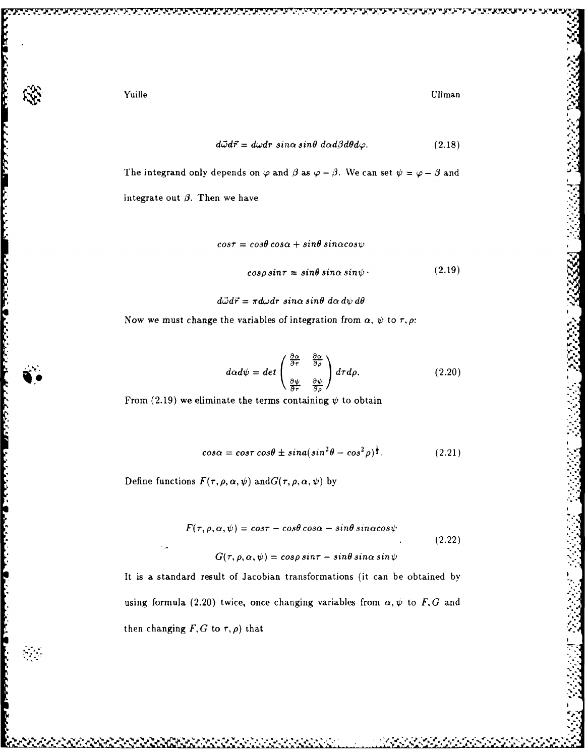$$d\vec{\omega}d\vec{r} = d\omega dr \; sin\alpha \, sin\theta \; d\alpha d\beta d\theta d\varphi. \tag{2.18}$$

The integrand only depends on $\varphi$ and $\beta$ as $\varphi - \beta$. We can set $\psi = \varphi - \beta$ and integrate out $\beta$. Then we have

$$
\begin{aligned}
cos\tau &= cos\theta \, cos\alpha + sin\theta \, sin\alpha cos\psi \\
cos\rho \, sin\tau &= sin\theta \, sin\alpha \, sin\psi \cdot
\end{aligned}
\tag{2.19}
$$

$$d\vec{\omega}d\vec{r} = \pi d\omega dr \; sin\alpha \, sin\theta \; d\alpha \, d\psi \, d\theta$$

Now we must change the variables of integration from $\alpha$, $\psi$ to $\tau, \rho$:

$$d\alpha d\psi = det \begin{pmatrix} \frac{\partial \alpha}{\partial \tau} & \frac{\partial \alpha}{\partial \rho} \\ \frac{\partial \psi}{\partial \tau} & \frac{\partial \psi}{\partial \rho} \end{pmatrix} d\tau d\rho. \tag{2.20}$$

From (2.19) we eliminate the terms containing $\psi$ to obtain

$$cos\alpha = cos\tau \, cos\theta \pm sin\alpha (sin^2\theta - cos^2\rho)^{\frac{1}{2}}. \tag{2.21}$$

Define functions $F(\tau, \rho, \alpha, \psi)$ and $G(\tau, \rho, \alpha, \psi)$ by

$$
\begin{aligned}
F(\tau, \rho, \alpha, \psi) &= cos\tau - cos\theta \, cos\alpha - sin\theta \, sin\alpha cos\psi \\
G(\tau, \rho, \alpha, \psi) &= cos\rho \, sin\tau - sin\theta \, sin\alpha \, sin\psi
\end{aligned}
\tag{2.22}
$$

It is a standard result of Jacobian transformations (it can be obtained by using formula (2.20) twice, once changing variables from $\alpha, \psi$ to $F, G$ and then changing $F, G$ to $\tau, \rho$) that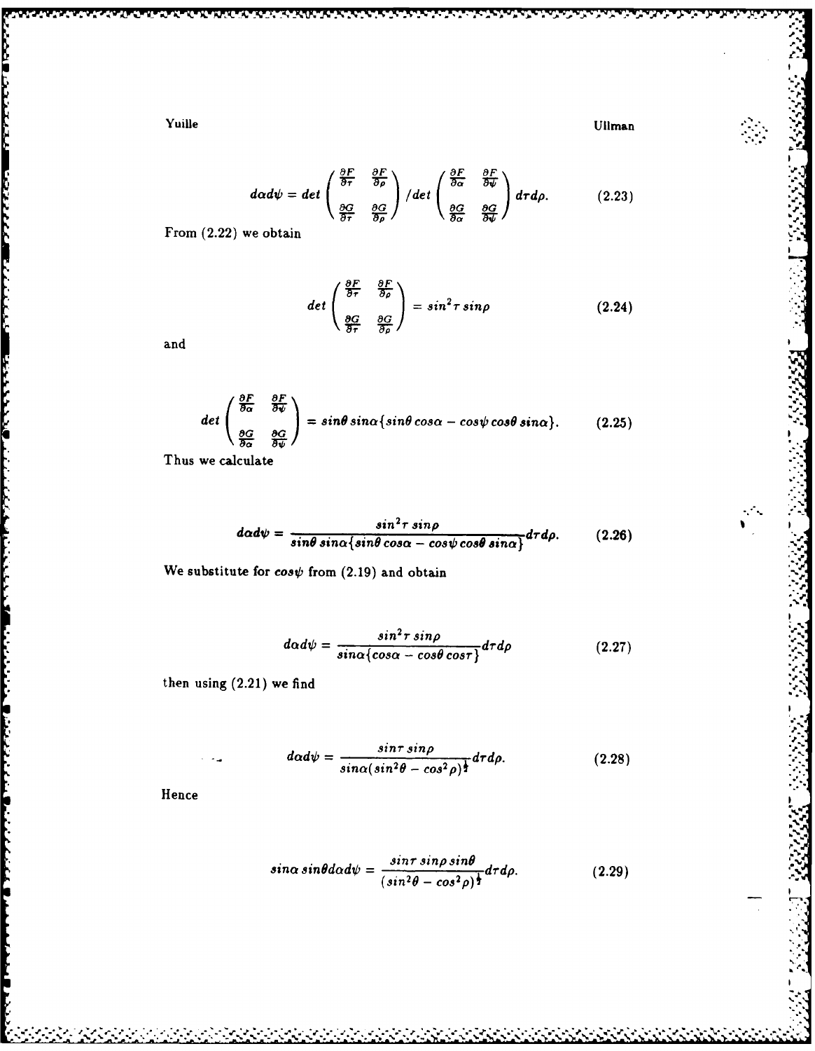$$d\alpha d\psi = det \begin{pmatrix} \frac{\partial F}{\partial \tau} & \frac{\partial F}{\partial \rho} \\ \frac{\partial G}{\partial \tau} & \frac{\partial G}{\partial \rho} \end{pmatrix} / det \begin{pmatrix} \frac{\partial F}{\partial \alpha} & \frac{\partial F}{\partial \psi} \\ \frac{\partial G}{\partial \alpha} & \frac{\partial G}{\partial \psi} \end{pmatrix} d\tau d\rho. \tag{2.23}$$

From (2.22) we obtain

$$det \begin{pmatrix} \frac{\partial F}{\partial \tau} & \frac{\partial F}{\partial \rho} \\ \frac{\partial G}{\partial \tau} & \frac{\partial G}{\partial \rho} \end{pmatrix} = sin^2 \tau \, sin\rho \tag{2.24}$$

and

$$det \begin{pmatrix} \frac{\partial F}{\partial \alpha} & \frac{\partial F}{\partial \psi} \\ \frac{\partial G}{\partial \alpha} & \frac{\partial G}{\partial \psi} \end{pmatrix} = sin\theta \, sin\alpha \{ sin\theta \, cos\alpha - cos\psi \, cos\theta \, sin\alpha \}. \tag{2.25}$$

Thus we calculate

$$d\alpha d\psi = \frac{sin^2 \tau \, sin\rho}{sin\theta \, sin\alpha \{ sin\theta \, cos\alpha - cos\psi \, cos\theta \, sin\alpha \}} d\tau d\rho. \tag{2.26}$$

We substitute for $cos\psi$ from (2.19) and obtain

$$d\alpha d\psi = \frac{sin^2 \tau \, sin\rho}{sin\alpha \{ cos\alpha - cos\theta \, cos\tau \}} d\tau d\rho \tag{2.27}$$

then using (2.21) we find

$$d\alpha d\psi = \frac{sin\tau \, sin\rho}{sin\alpha (sin^2\theta - cos^2\rho)^{\frac{1}{2}}} d\tau d\rho. \tag{2.28}$$

Hence

$$sin\alpha \, sin\theta d\alpha d\psi = \frac{sin\tau \, sin\rho \, sin\theta}{(sin^2\theta - cos^2\rho)^{\frac{1}{2}}} d\tau d\rho. \tag{2.29}$$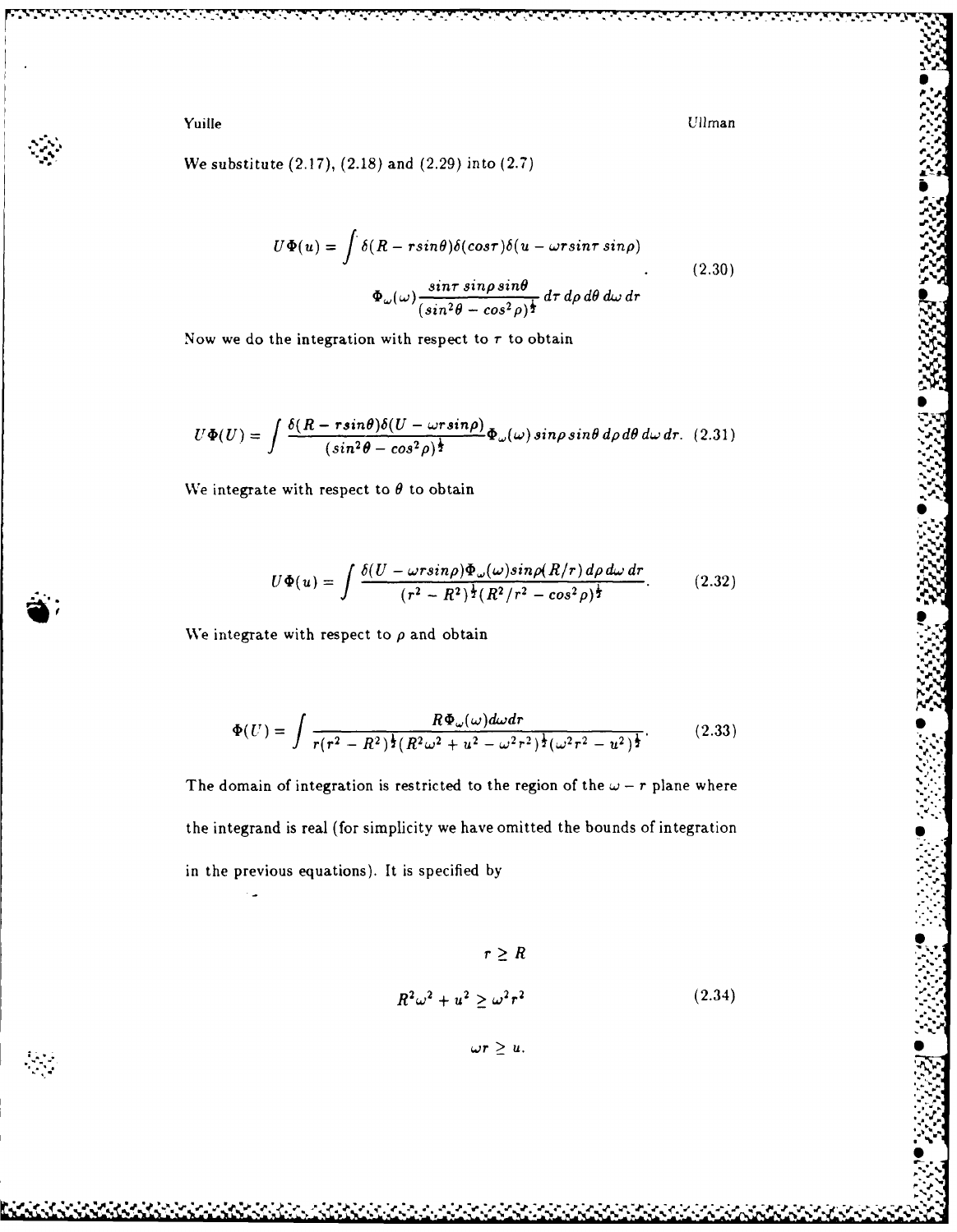We substitute (2.17), (2.18) and (2.29) into (2.7)

$$U\Phi(u) = \int \delta(R - r sin\theta)\delta(cos\tau)\delta(u - \omega r sin\tau \, sin\rho) \\ \Phi_\omega(\omega)\frac{sin\tau \; sin\rho \, sin\theta}{(sin^2\theta - cos^2\rho)^{\frac{1}{2}}} \, d\tau \, d\rho \, d\theta \, d\omega \, dr \quad (2.30)$$

Now we do the integration with respect to $\tau$ to obtain

$$U\Phi(U) = \int \frac{\delta(R - r sin\theta)\delta(U - \omega r sin\rho)}{(sin^2\theta - cos^2\rho)^{\frac{1}{2}}}\Phi_\omega(\omega) \, sin\rho \, sin\theta \, d\rho \, d\theta \, d\omega \, dr. \quad (2.31)$$

We integrate with respect to $\theta$ to obtain

$$U\Phi(u) = \int \frac{\delta(U - \omega r sin\rho)\Phi_\omega(\omega) sin\rho (R/r) \, d\rho \, d\omega \, dr}{(r^2 - R^2)^{\frac{1}{2}}(R^2/r^2 - cos^2\rho)^{\frac{1}{2}}}. \quad (2.32)$$

We integrate with respect to $\rho$ and obtain

$$\Phi(U) = \int \frac{R\Phi_\omega(\omega) d\omega dr}{r(r^2 - R^2)^{\frac{1}{2}}(R^2\omega^2 + u^2 - \omega^2 r^2)^{\frac{1}{2}}(\omega^2 r^2 - u^2)^{\frac{1}{2}}}. \quad (2.33)$$

The domain of integration is restricted to the region of the $\omega - r$ plane where the integrand is real (for simplicity we have omitted the bounds of integration in the previous equations). It is specified by

$$r \geq R$$
$$R^2\omega^2 + u^2 \geq \omega^2 r^2 \quad (2.34)$$
$$\omega r \geq u.$$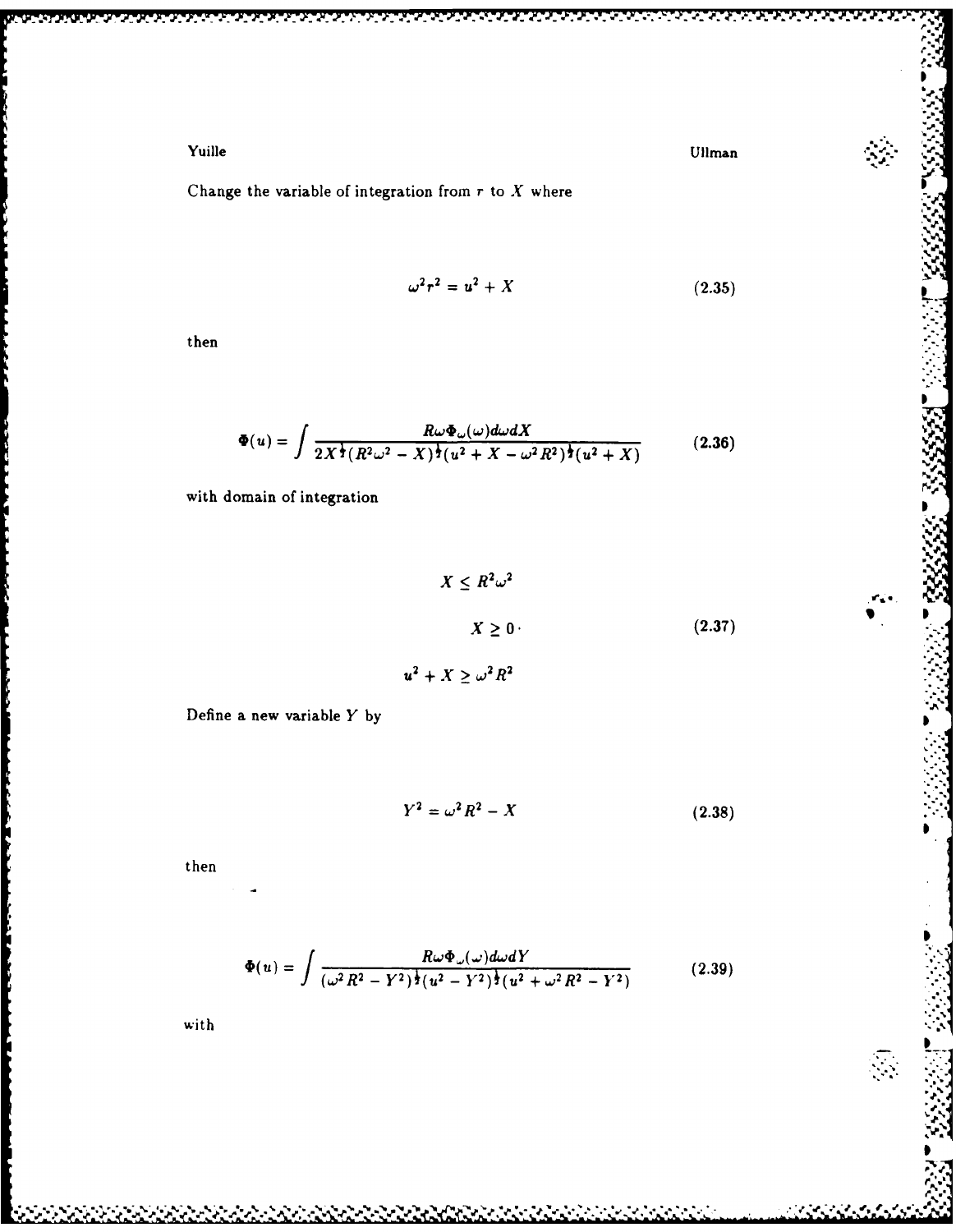Change the variable of integration from $r$ to $X$ where

$$\omega^2 r^2 = u^2 + X \tag{2.35}$$

then

$$\Phi(u) = \int \frac{R\omega \Phi_\omega(\omega) d\omega dX}{2X^{\frac{1}{2}}(R^2\omega^2 - X)^{\frac{1}{2}}(u^2 + X - \omega^2 R^2)^{\frac{1}{2}}(u^2 + X)} \tag{2.36}$$

with domain of integration

$$\begin{aligned} X &\leq R^2\omega^2 \\ X &\geq 0 \\ u^2 + X &\geq \omega^2 R^2 \end{aligned} \tag{2.37}$$

Define a new variable $Y$ by

$$Y^2 = \omega^2 R^2 - X \tag{2.38}$$

then

$$\Phi(u) = \int \frac{R\omega \Phi_\omega(\omega) d\omega dY}{(\omega^2 R^2 - Y^2)^{\frac{1}{2}}(u^2 - Y^2)^{\frac{1}{2}}(u^2 + \omega^2 R^2 - Y^2)} \tag{2.39}$$

with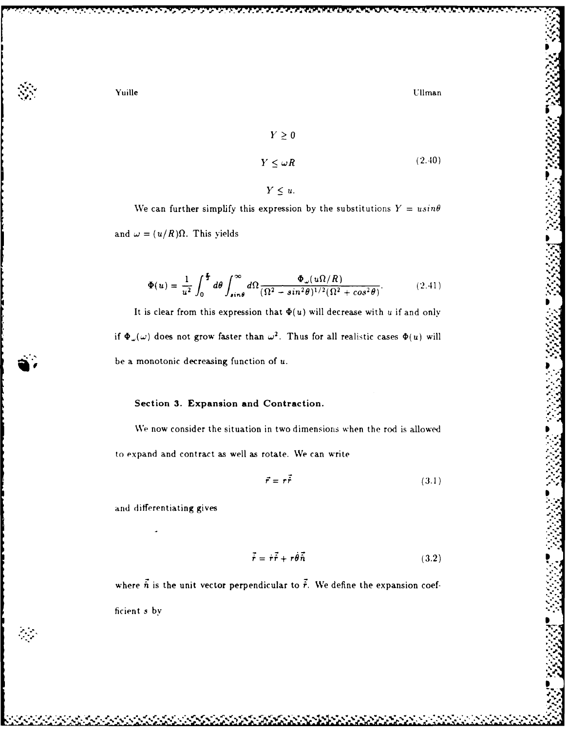$$Y \geq 0$$

$$Y \leq \omega R \tag{2.40}$$

$$Y \leq u.$$

We can further simplify this expression by the substitutions $Y = u \sin\theta$ and $\omega = (u/R)\Omega$. This yields

$$\Phi(u) = \frac{1}{u^2} \int_0^{\frac{\pi}{2}} d\theta \int_{\sin\theta}^{\infty} d\Omega \frac{\Phi_\omega(u\Omega/R)}{(\Omega^2 - \sin^2\theta)^{1/2}(\Omega^2 + \cos^2\theta)}. \tag{2.41}$$

It is clear from this expression that $\Phi(u)$ will decrease with $u$ if and only if $\Phi_\omega(\omega)$ does not grow faster than $\omega^2$. Thus for all realistic cases $\Phi(u)$ will be a monotonic decreasing function of $u$.

### Section 3. Expansion and Contraction.

We now consider the situation in two dimensions when the rod is allowed to expand and contract as well as rotate. We can write

$$\vec{r} = r\hat{\vec{r}} \tag{3.1}$$

and differentiating gives

$$\dot{\vec{r}} = \dot{r}\hat{\vec{r}} + r\dot{\theta}\vec{n} \tag{3.2}$$

where $\vec{n}$ is the unit vector perpendicular to $\hat{\vec{r}}$. We define the expansion coefficient $s$ by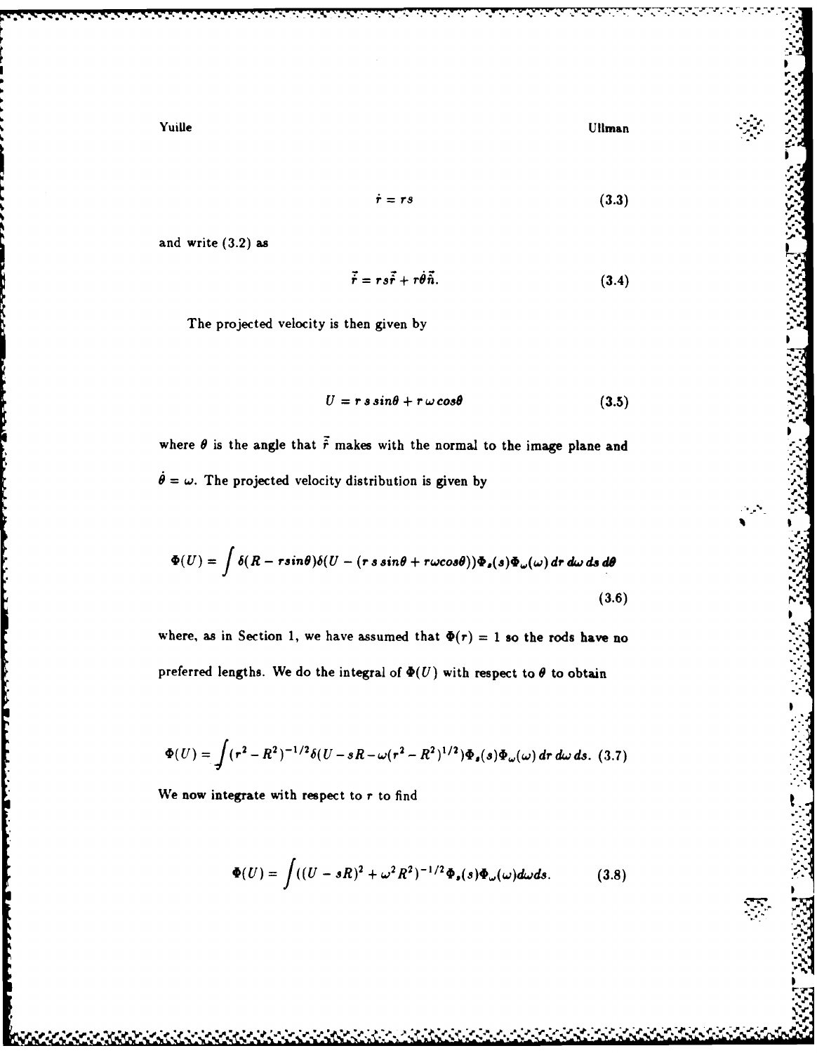$$\dot{r} = rs \tag{3.3}$$

and write (3.2) as

$$\vec{\dot{r}} = rs\vec{r} + r\dot{\theta}\vec{n}. \tag{3.4}$$

The projected velocity is then given by

$$U = r\, s\, sin\theta + r\, \omega\, cos\theta \tag{3.5}$$

where $\theta$ is the angle that $\vec{r}$ makes with the normal to the image plane and $\dot{\theta} = \omega$. The projected velocity distribution is given by

$$\Phi(U) = \int \delta(R - r sin\theta)\delta(U - (r\, s\, sin\theta + r\omega cos\theta))\Phi_s(s)\Phi_\omega(\omega)\, dr\, d\omega\, ds\, d\theta \tag{3.6}$$

where, as in Section 1, we have assumed that $\Phi(r) = 1$ so the rods have no preferred lengths. We do the integral of $\Phi(U)$ with respect to $\theta$ to obtain

$$\Phi(U) = \int (r^2 - R^2)^{-1/2}\delta(U - sR - \omega(r^2 - R^2)^{1/2})\Phi_s(s)\Phi_\omega(\omega)\, dr\, d\omega\, ds. \tag{3.7}$$

We now integrate with respect to $r$ to find

$$\Phi(U) = \int ((U - sR)^2 + \omega^2 R^2)^{-1/2}\Phi_s(s)\Phi_\omega(\omega) d\omega ds. \tag{3.8}$$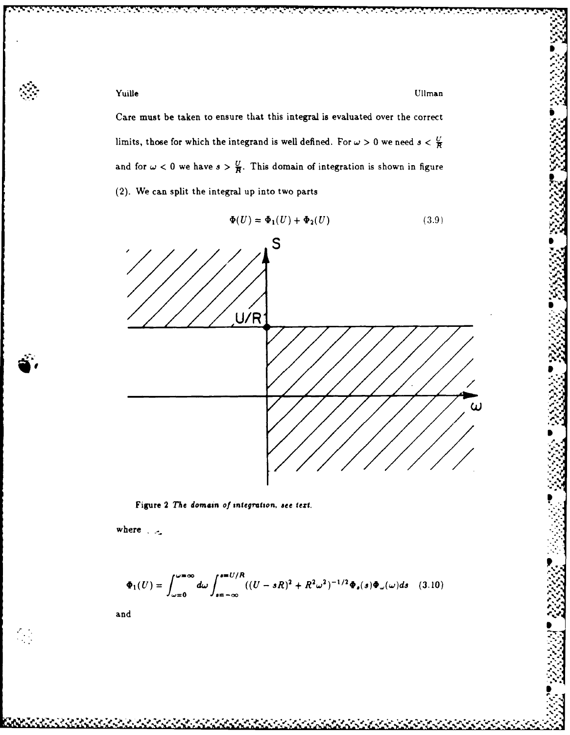Care must be taken to ensure that this integral is evaluated over the correct limits, those for which the integrand is well defined. For $\omega > 0$ we need $s < \frac{U}{R}$ and for $\omega < 0$ we have $s > \frac{U}{R}$. This domain of integration is shown in figure (2). We can split the integral up into two parts

$$\Phi(U) = \Phi_1(U) + \Phi_2(U) \tag{3.9}$$

Figure 2 *The domain of integration, see text.*

where

$$\Phi_1(U) = \int_{\omega=0}^{\omega=\infty} d\omega \int_{s=-\infty}^{s=U/R} ((U - sR)^2 + R^2\omega^2)^{-1/2} \Phi_s(s)\Phi_\omega(\omega) ds \tag{3.10}$$

and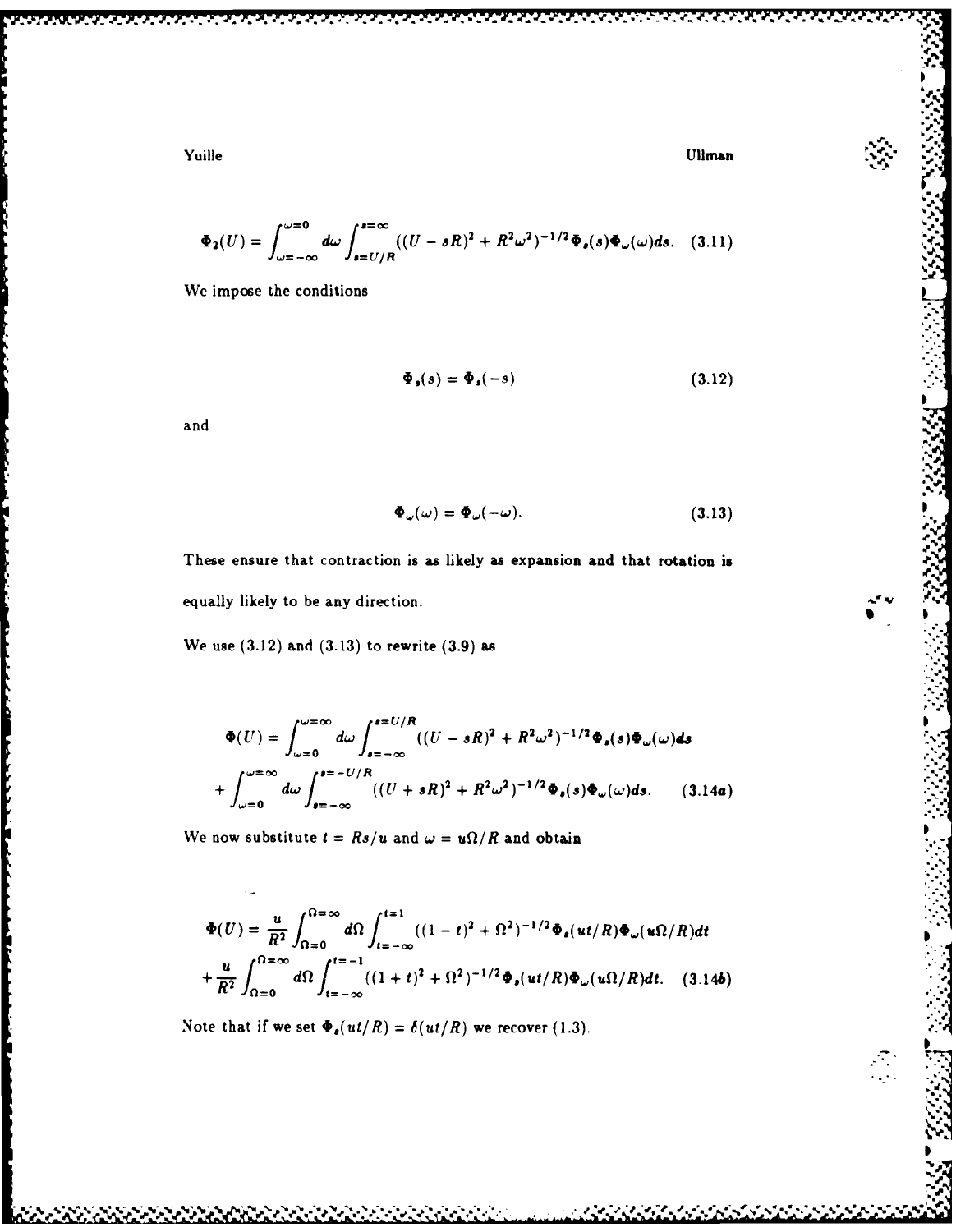$$\Phi_2(U) = \int_{\omega=-\infty}^{\omega=0} d\omega \int_{s=U/R}^{s=\infty} ((U - sR)^2 + R^2\omega^2)^{-1/2} \Phi_s(s)\Phi_\omega(\omega) ds. \quad (3.11)$$

We impose the conditions

$$\Phi_s(s) = \Phi_s(-s) \quad (3.12)$$

and

$$\Phi_\omega(\omega) = \Phi_\omega(-\omega). \quad (3.13)$$

These ensure that contraction is as likely as expansion and that rotation is equally likely to be any direction.

We use (3.12) and (3.13) to rewrite (3.9) as

$$\Phi(U) = \int_{\omega=0}^{\omega=\infty} d\omega \int_{s=-\infty}^{s=U/R} ((U - sR)^2 + R^2\omega^2)^{-1/2} \Phi_s(s)\Phi_\omega(\omega) ds$$
$$+ \int_{\omega=0}^{\omega=\infty} d\omega \int_{s=-\infty}^{s=-U/R} ((U + sR)^2 + R^2\omega^2)^{-1/2} \Phi_s(s)\Phi_\omega(\omega) ds. \quad (3.14a)$$

We now substitute $t = Rs/u$ and $\omega = u\Omega/R$ and obtain

$$\Phi(U) = \frac{u}{R^2} \int_{\Omega=0}^{\Omega=\infty} d\Omega \int_{t=-\infty}^{t=1} ((1 - t)^2 + \Omega^2)^{-1/2} \Phi_s(ut/R)\Phi_\omega(u\Omega/R) dt$$
$$+ \frac{u}{R^2} \int_{\Omega=0}^{\Omega=\infty} d\Omega \int_{t=-\infty}^{t=-1} ((1 + t)^2 + \Omega^2)^{-1/2} \Phi_s(ut/R)\Phi_\omega(u\Omega/R) dt. \quad (3.14b)$$

Note that if we set $\Phi_s(ut/R) = \delta(ut/R)$ we recover (1.3).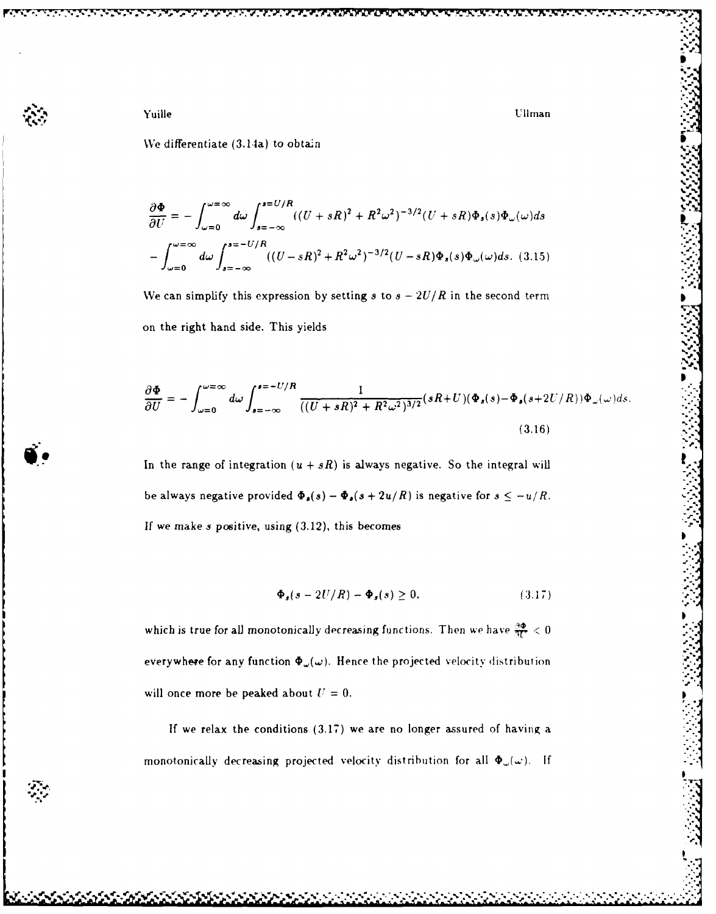We differentiate (3.14a) to obtain

$$\frac{\partial \Phi}{\partial U} = -\int_{\omega=0}^{\omega=\infty} d\omega \int_{s=-\infty}^{s=U/R} ((U+sR)^2 + R^2\omega^2)^{-3/2}(U+sR)\Phi_s(s)\Phi_\omega(\omega)ds$$

$$-\int_{\omega=0}^{\omega=\infty} d\omega \int_{s=-\infty}^{s=-U/R} ((U-sR)^2 + R^2\omega^2)^{-3/2}(U-sR)\Phi_s(s)\Phi_\omega(\omega)ds. \quad (3.15)$$

We can simplify this expression by setting $s$ to $s - 2U/R$ in the second term on the right hand side. This yields

$$\frac{\partial \Phi}{\partial U} = -\int_{\omega=0}^{\omega=\infty} d\omega \int_{s=-\infty}^{s=-U/R} \frac{1}{((U+sR)^2 + R^2\omega^2)^{3/2}}(sR+U)(\Phi_s(s) - \Phi_s(s+2U/R))\Phi_\omega(\omega)ds. \quad (3.16)$$

In the range of integration $(u + sR)$ is always negative. So the integral will be always negative provided $\Phi_s(s) - \Phi_s(s + 2u/R)$ is negative for $s \leq -u/R$. If we make $s$ positive, using (3.12), this becomes

$$\Phi_s(s - 2U/R) - \Phi_s(s) \geq 0, \quad (3.17)$$

which is true for all monotonically decreasing functions. Then we have $\frac{\partial \Phi}{\partial U} < 0$ everywhere for any function $\Phi_\omega(\omega)$. Hence the projected velocity distribution will once more be peaked about $U = 0$.

If we relax the conditions (3.17) we are no longer assured of having a monotonically decreasing projected velocity distribution for all $\Phi_\omega(\omega)$. If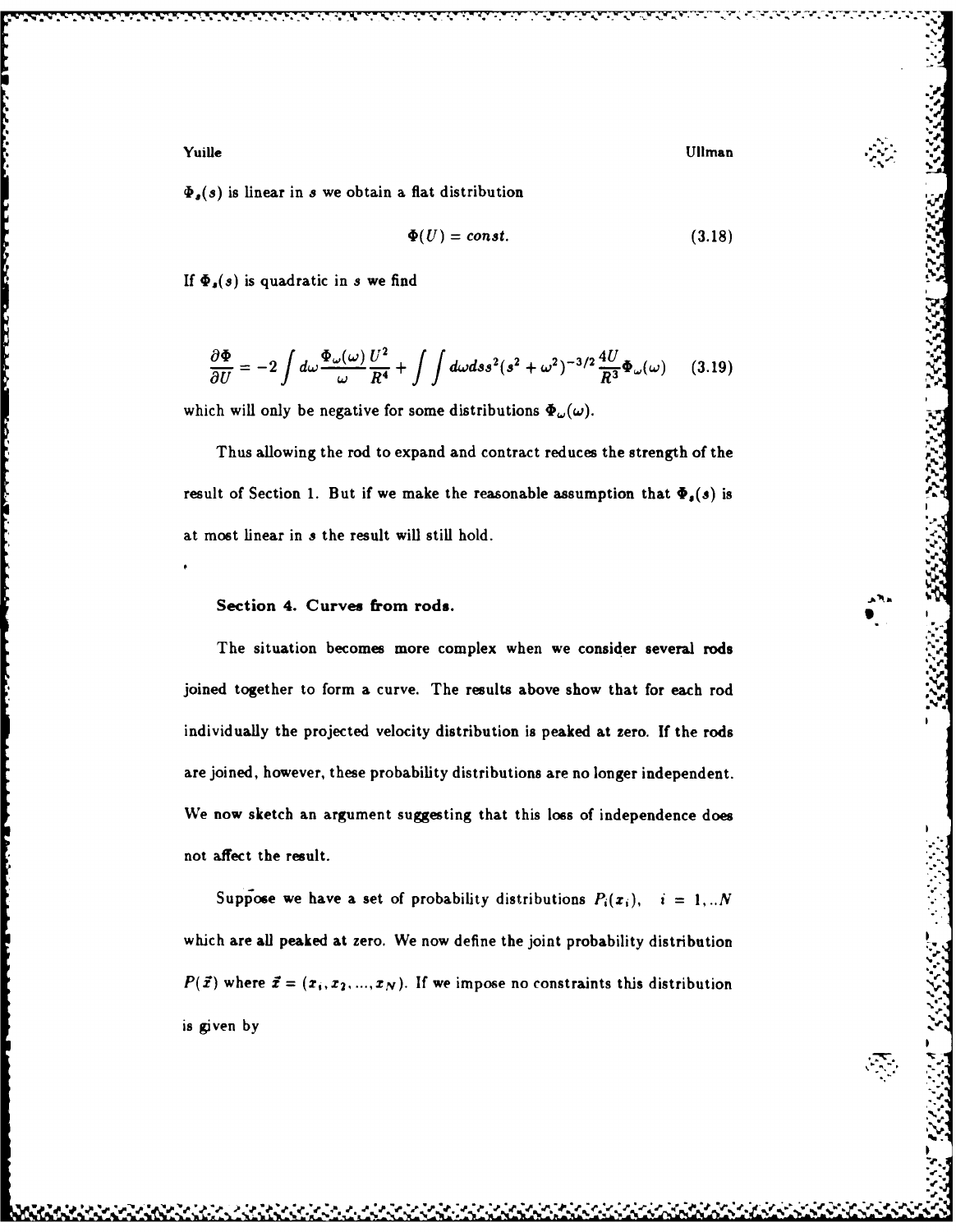$\Phi_s(s)$ is linear in $s$ we obtain a flat distribution

$$\Phi(U) = const. \tag{3.18}$$

If $\Phi_s(s)$ is quadratic in $s$ we find

$$\frac{\partial \Phi}{\partial U} = -2 \int d\omega \frac{\Phi_\omega(\omega)}{\omega} \frac{U^2}{R^4} + \int \int d\omega ds s^2 (s^2 + \omega^2)^{-3/2} \frac{4U}{R^3} \Phi_\omega(\omega) \tag{3.19}$$

which will only be negative for some distributions $\Phi_\omega(\omega)$.

Thus allowing the rod to expand and contract reduces the strength of the result of Section 1. But if we make the reasonable assumption that $\Phi_s(s)$ is at most linear in $s$ the result will still hold.

### Section 4. Curves from rods.

The situation becomes more complex when we consider several rods joined together to form a curve. The results above show that for each rod individually the projected velocity distribution is peaked at zero. If the rods are joined, however, these probability distributions are no longer independent. We now sketch an argument suggesting that this loss of independence does not affect the result.

Suppose we have a set of probability distributions $P_i(x_i)$, $i = 1,..N$ which are all peaked at zero. We now define the joint probability distribution $P(\vec{x})$ where $\vec{x} = (x_1, x_2, ..., x_N)$. If we impose no constraints this distribution is given by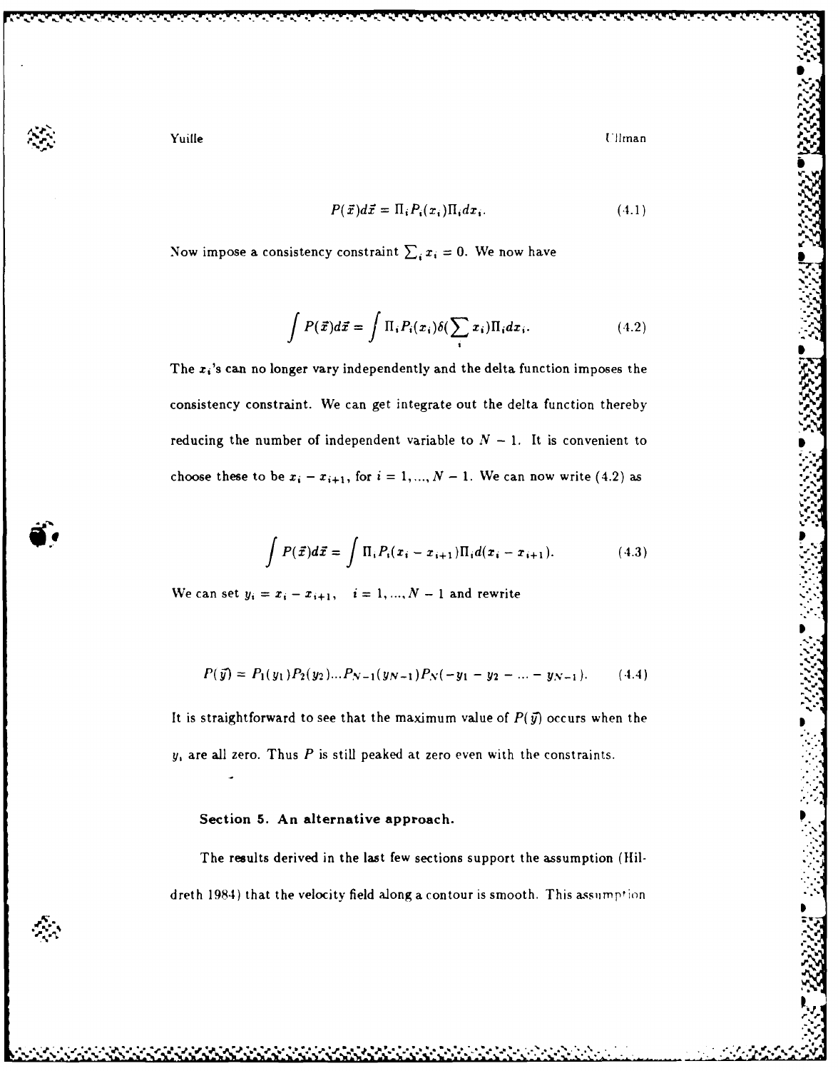$$P(\vec{x})d\vec{x} = \Pi_i P_i(x_i)\Pi_i dx_i. \tag{4.1}$$

Now impose a consistency constraint $\sum_i x_i = 0$. We now have

$$\int P(\vec{x})d\vec{x} = \int \Pi_i P_i(x_i)\delta(\sum_i x_i)\Pi_i dx_i. \tag{4.2}$$

The $x_i$'s can no longer vary independently and the delta function imposes the consistency constraint. We can get integrate out the delta function thereby reducing the number of independent variable to $N - 1$. It is convenient to choose these to be $x_i - x_{i+1}$, for $i = 1, ..., N - 1$. We can now write (4.2) as

$$\int P(\vec{x})d\vec{x} = \int \Pi_i P_i(x_i - x_{i+1})\Pi_i d(x_i - x_{i+1}). \tag{4.3}$$

We can set $y_i = x_i - x_{i+1}, \quad i = 1, ..., N - 1$ and rewrite

$$P(\vec{y}) = P_1(y_1)P_2(y_2)...P_{N-1}(y_{N-1})P_N(-y_1 - y_2 - ... - y_{N-1}). \tag{4.4}$$

It is straightforward to see that the maximum value of $P(\vec{y})$ occurs when the $y_i$ are all zero. Thus $P$ is still peaked at zero even with the constraints.

### Section 5. An alternative approach.

The results derived in the last few sections support the assumption (Hildreth 1984) that the velocity field along a contour is smooth. This assumption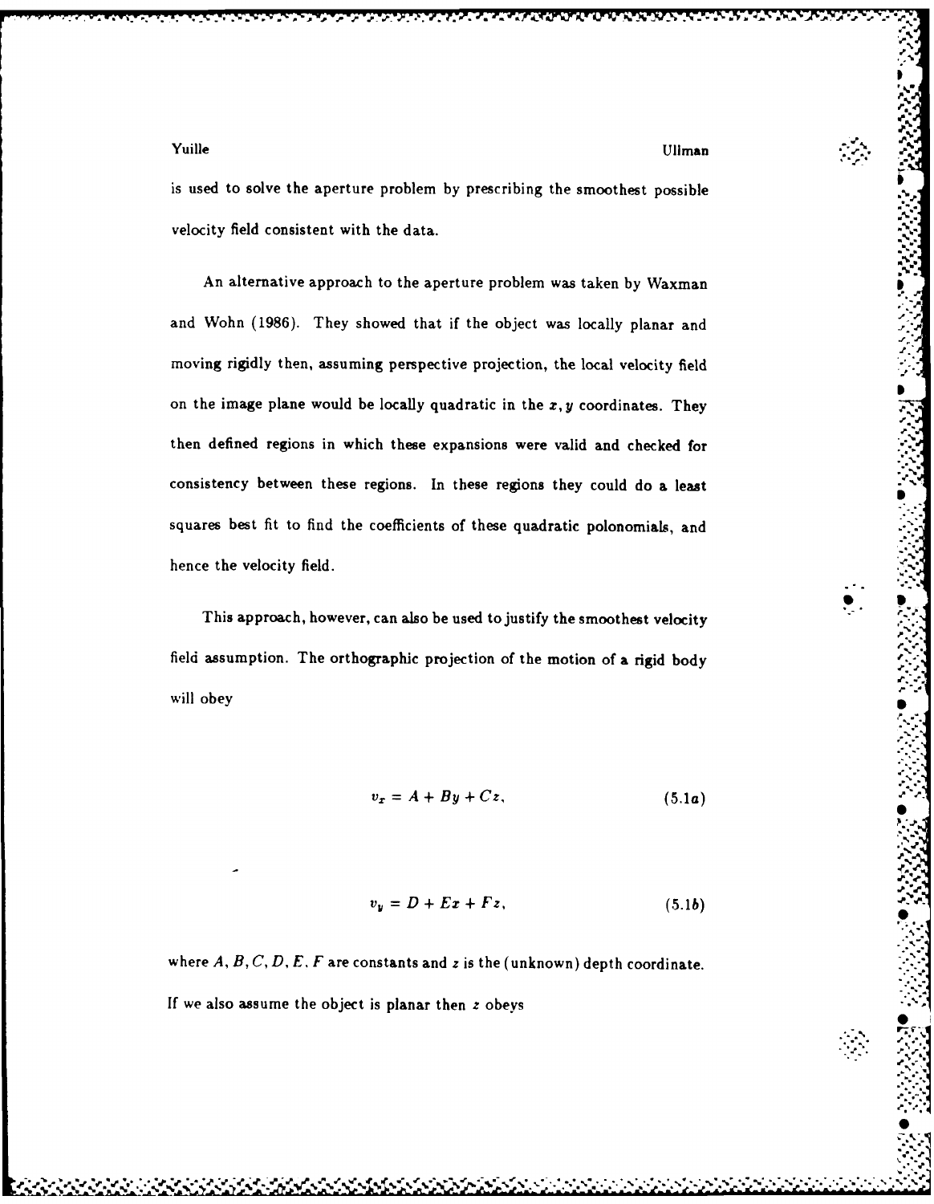is used to solve the aperture problem by prescribing the smoothest possible velocity field consistent with the data.

An alternative approach to the aperture problem was taken by Waxman and Wohn (1986). They showed that if the object was locally planar and moving rigidly then, assuming perspective projection, the local velocity field on the image plane would be locally quadratic in the $x, y$ coordinates. They then defined regions in which these expansions were valid and checked for consistency between these regions. In these regions they could do a least squares best fit to find the coefficients of these quadratic polonomials, and hence the velocity field.

This approach, however, can also be used to justify the smoothest velocity field assumption. The orthographic projection of the motion of a rigid body will obey

$$v_x = A + By + Cz, \tag{5.1a}$$

$$v_y = D + Ex + Fz, \tag{5.1b}$$

where $A, B, C, D, E, F$ are constants and $z$ is the (unknown) depth coordinate. If we also assume the object is planar then $z$ obeys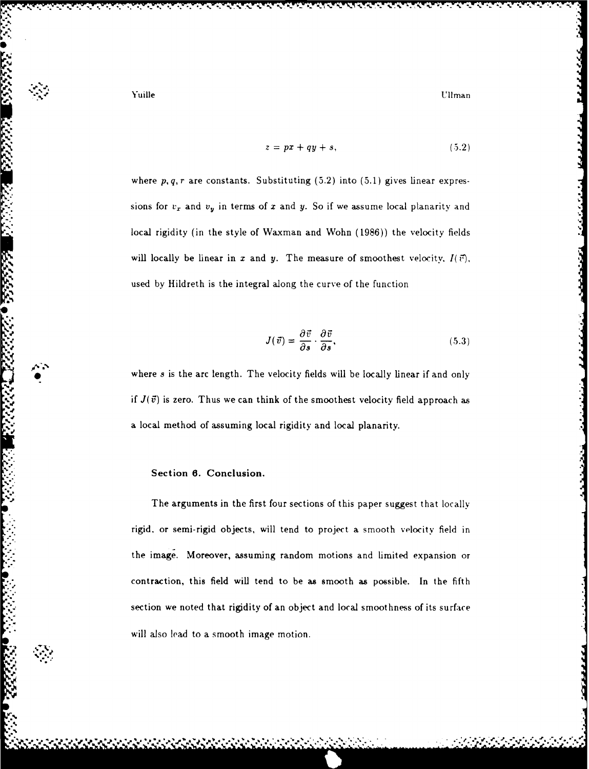$$z = px + qy + s, \tag{5.2}$$

where $p, q, r$ are constants. Substituting (5.2) into (5.1) gives linear expressions for $v_x$ and $v_y$ in terms of $x$ and $y$. So if we assume local planarity and local rigidity (in the style of Waxman and Wohn (1986)) the velocity fields will locally be linear in $x$ and $y$. The measure of smoothest velocity, $I(\vec{v})$, used by Hildreth is the integral along the curve of the function

$$J(\vec{v}) = \frac{\partial \vec{v}}{\partial s} \cdot \frac{\partial \vec{v}}{\partial s}, \tag{5.3}$$

where $s$ is the arc length. The velocity fields will be locally linear if and only if $J(\vec{v})$ is zero. Thus we can think of the smoothest velocity field approach as a local method of assuming local rigidity and local planarity.

### Section 6. Conclusion.

The arguments in the first four sections of this paper suggest that locally rigid, or semi-rigid objects, will tend to project a smooth velocity field in the image. Moreover, assuming random motions and limited expansion or contraction, this field will tend to be as smooth as possible. In the fifth section we noted that rigidity of an object and local smoothness of its surface will also lead to a smooth image motion.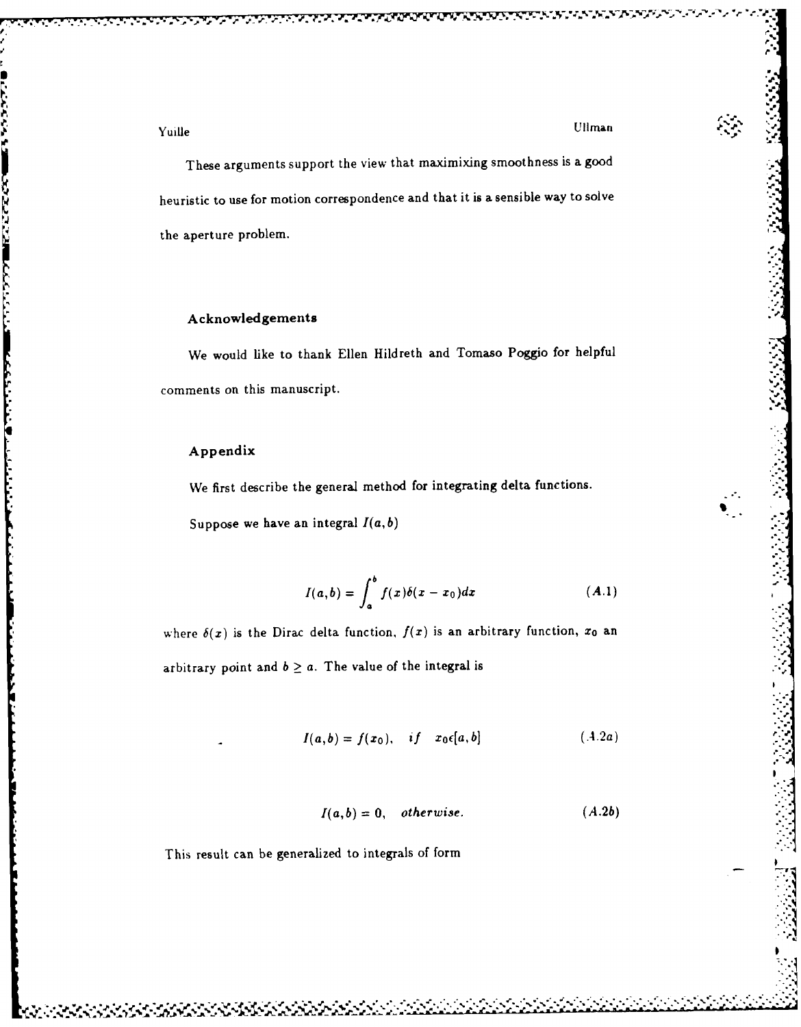These arguments support the view that maximixing smoothness is a good heuristic to use for motion correspondence and that it is a sensible way to solve the aperture problem.

### Acknowledgements

We would like to thank Ellen Hildreth and Tomaso Poggio for helpful comments on this manuscript.

### Appendix

We first describe the general method for integrating delta functions.

Suppose we have an integral $I(a,b)$

$$I(a,b) = \int_a^b f(x)\delta(x - x_0)dx \qquad (A.1)$$

where $\delta(x)$ is the Dirac delta function, $f(x)$ is an arbitrary function, $x_0$ an arbitrary point and $b \geq a$. The value of the integral is

$$I(a,b) = f(x_0), \quad if \quad x_0 \epsilon [a,b] \qquad (A.2a)$$

$$I(a,b) = 0, \quad otherwise. \qquad (A.2b)$$

This result can be generalized to integrals of form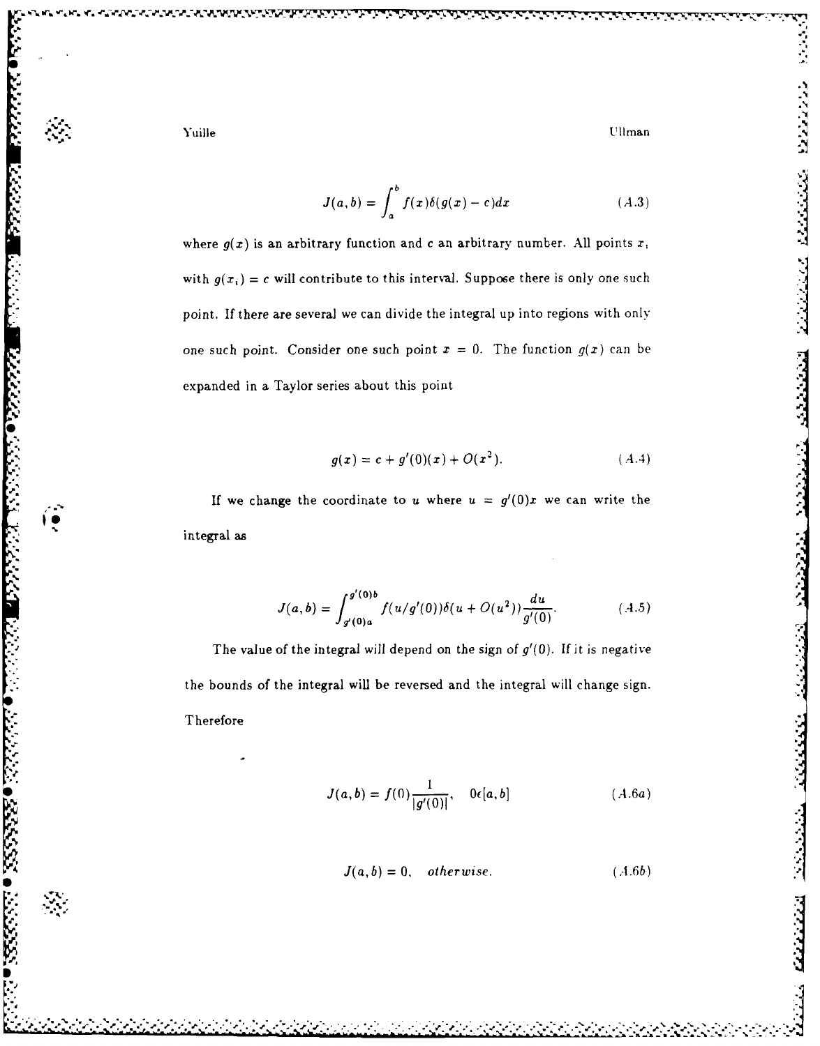$$J(a,b) = \int_a^b f(x)\delta(g(x) - c)dx \tag{A.3}$$

where $g(x)$ is an arbitrary function and $c$ an arbitrary number. All points $x_i$ with $g(x_i) = c$ will contribute to this interval. Suppose there is only one such point. If there are several we can divide the integral up into regions with only one such point. Consider one such point $x = 0$. The function $g(x)$ can be expanded in a Taylor series about this point

$$g(x) = c + g'(0)(x) + O(x^2). \tag{A.4}$$

If we change the coordinate to $u$ where $u = g'(0)x$ we can write the integral as

$$J(a,b) = \int_{g'(0)a}^{g'(0)b} f(u/g'(0))\delta(u + O(u^2))\frac{du}{g'(0)}. \tag{A.5}$$

The value of the integral will depend on the sign of $g'(0)$. If it is negative the bounds of the integral will be reversed and the integral will change sign. Therefore

$$J(a,b) = f(0)\frac{1}{|g'(0)|}, \quad 0 \epsilon [a,b] \tag{A.6a}$$

$$J(a,b) = 0, \quad \textit{otherwise}. \tag{A.6b}$$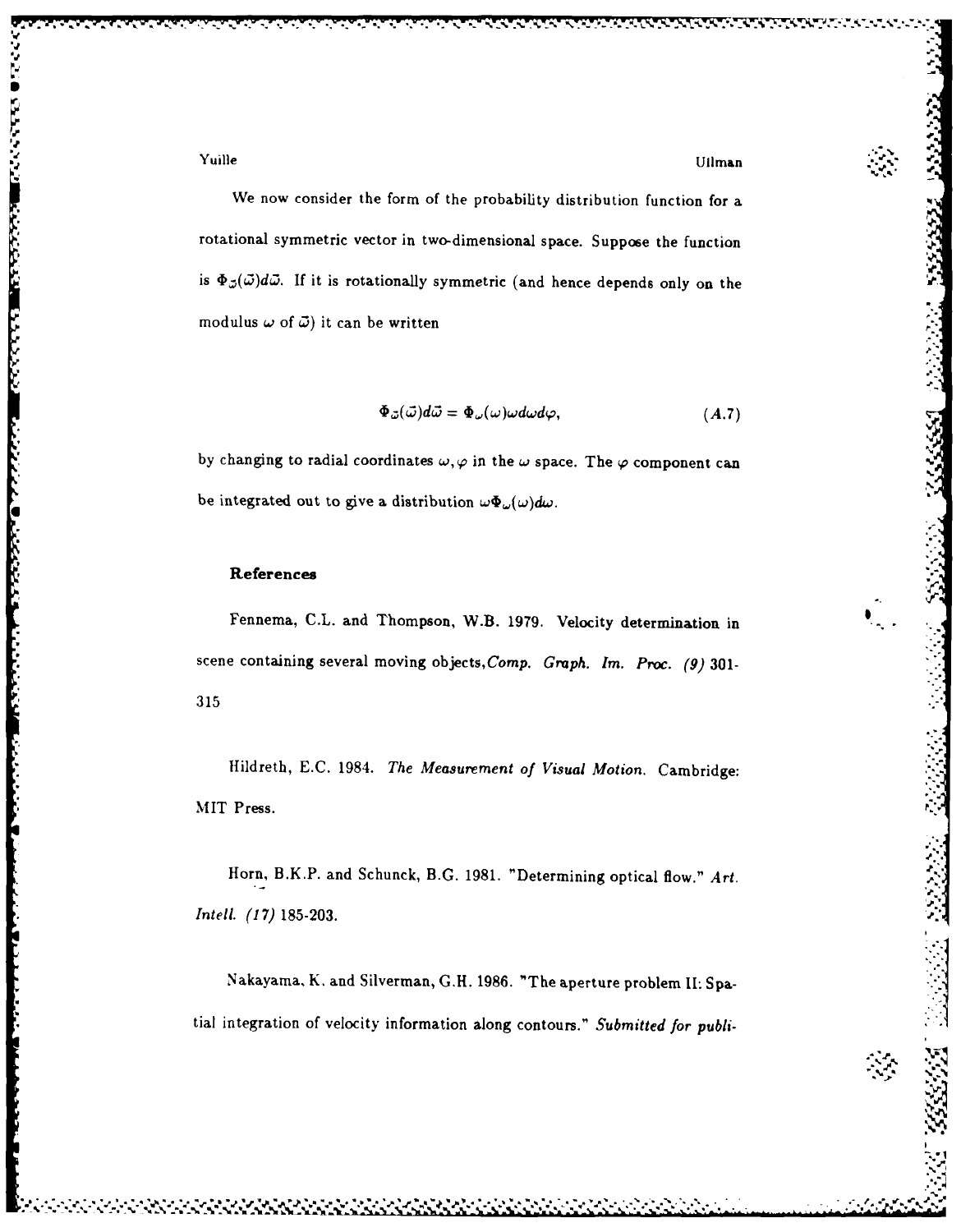We now consider the form of the probability distribution function for a rotational symmetric vector in two-dimensional space. Suppose the function is $\Phi_{\vec{\omega}}(\vec{\omega})d\vec{\omega}$. If it is rotationally symmetric (and hence depends only on the modulus $\omega$ of $\vec{\omega}$) it can be written

$$\Phi_{\vec{\omega}}(\vec{\omega})d\vec{\omega} = \Phi_{\omega}(\omega)\omega d\omega d\varphi, \tag{A.7}$$

by changing to radial coordinates $\omega, \varphi$ in the $\omega$ space. The $\varphi$ component can be integrated out to give a distribution $\omega\Phi_{\omega}(\omega)d\omega$.

### References

Fennema, C.L. and Thompson, W.B. 1979. Velocity determination in scene containing several moving objects,*Comp. Graph. Im. Proc. (9)* 301-315

Hildreth, E.C. 1984. *The Measurement of Visual Motion.* Cambridge: MIT Press.

Horn, B.K.P. and Schunck, B.G. 1981. "Determining optical flow." *Art. Intell. (17)* 185-203.

Nakayama, K. and Silverman, G.H. 1986. "The aperture problem II: Spatial integration of velocity information along contours." *Submitted for publi-*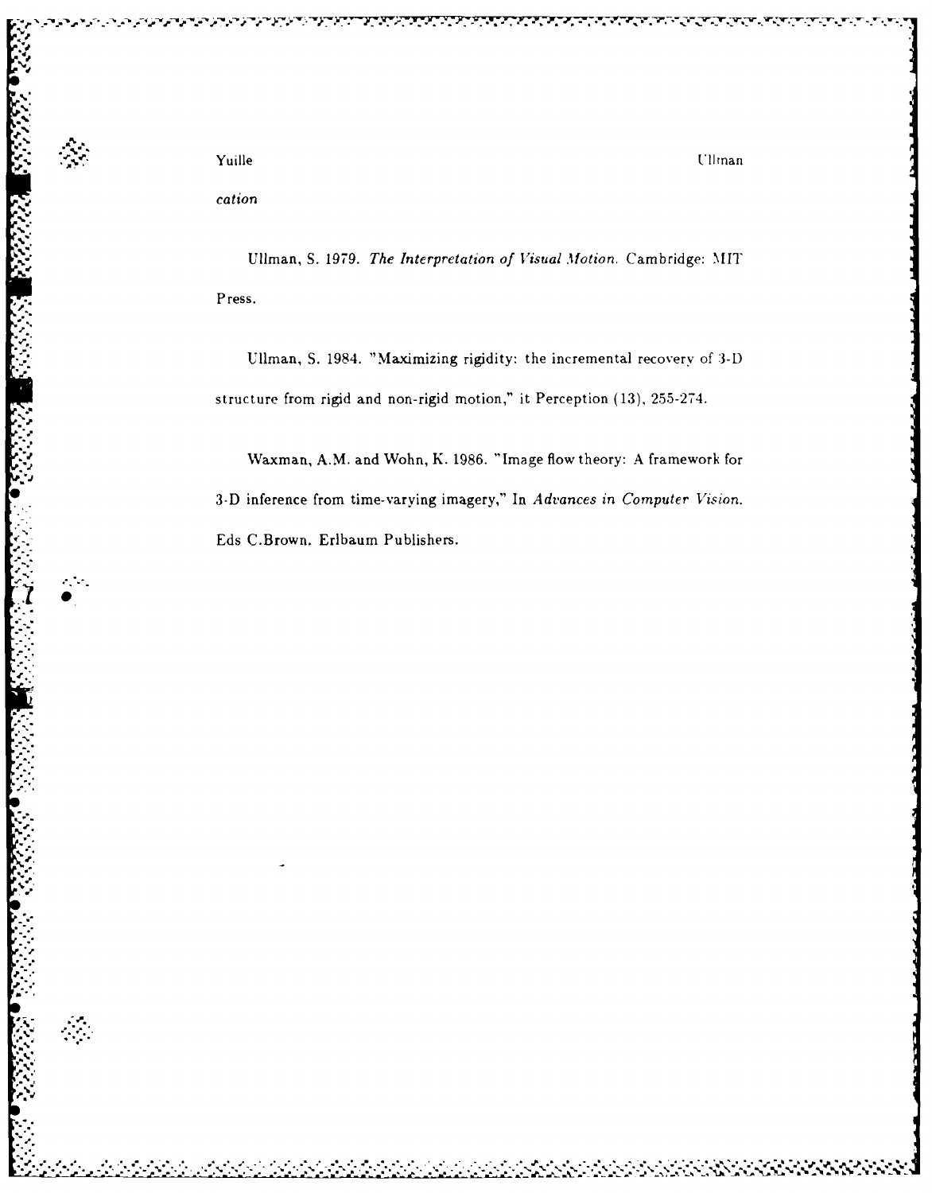*cation*

Ullman, S. 1979. *The Interpretation of Visual Motion.* Cambridge: MIT Press.

Ullman, S. 1984. "Maximizing rigidity: the incremental recovery of 3-D structure from rigid and non-rigid motion," it Perception (13), 255-274.

Waxman, A.M. and Wohn, K. 1986. "Image flow theory: A framework for 3-D inference from time-varying imagery," In *Advances in Computer Vision.* Eds C.Brown. Erlbaum Publishers.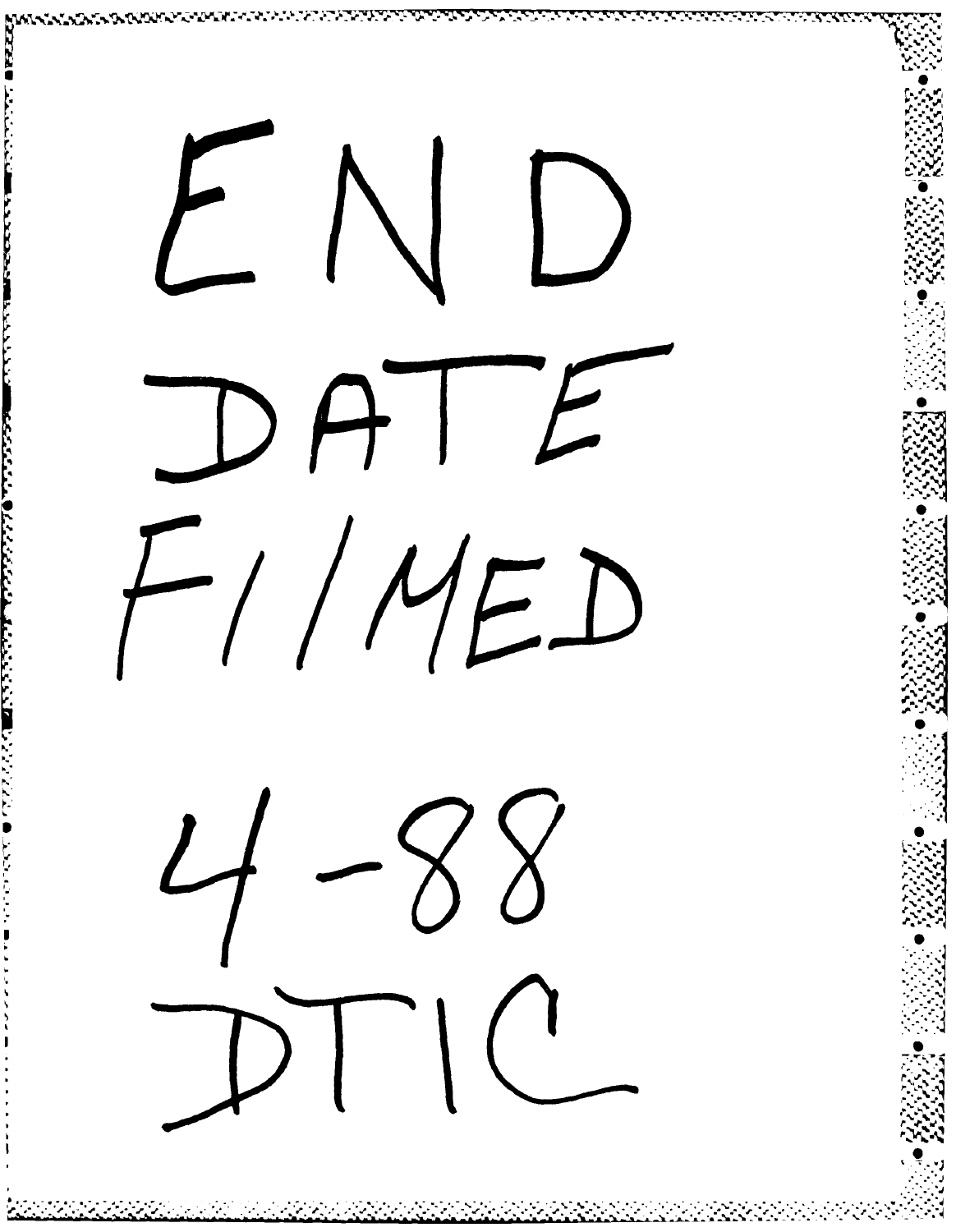END

DATE

FILMED

4-88

DTIC